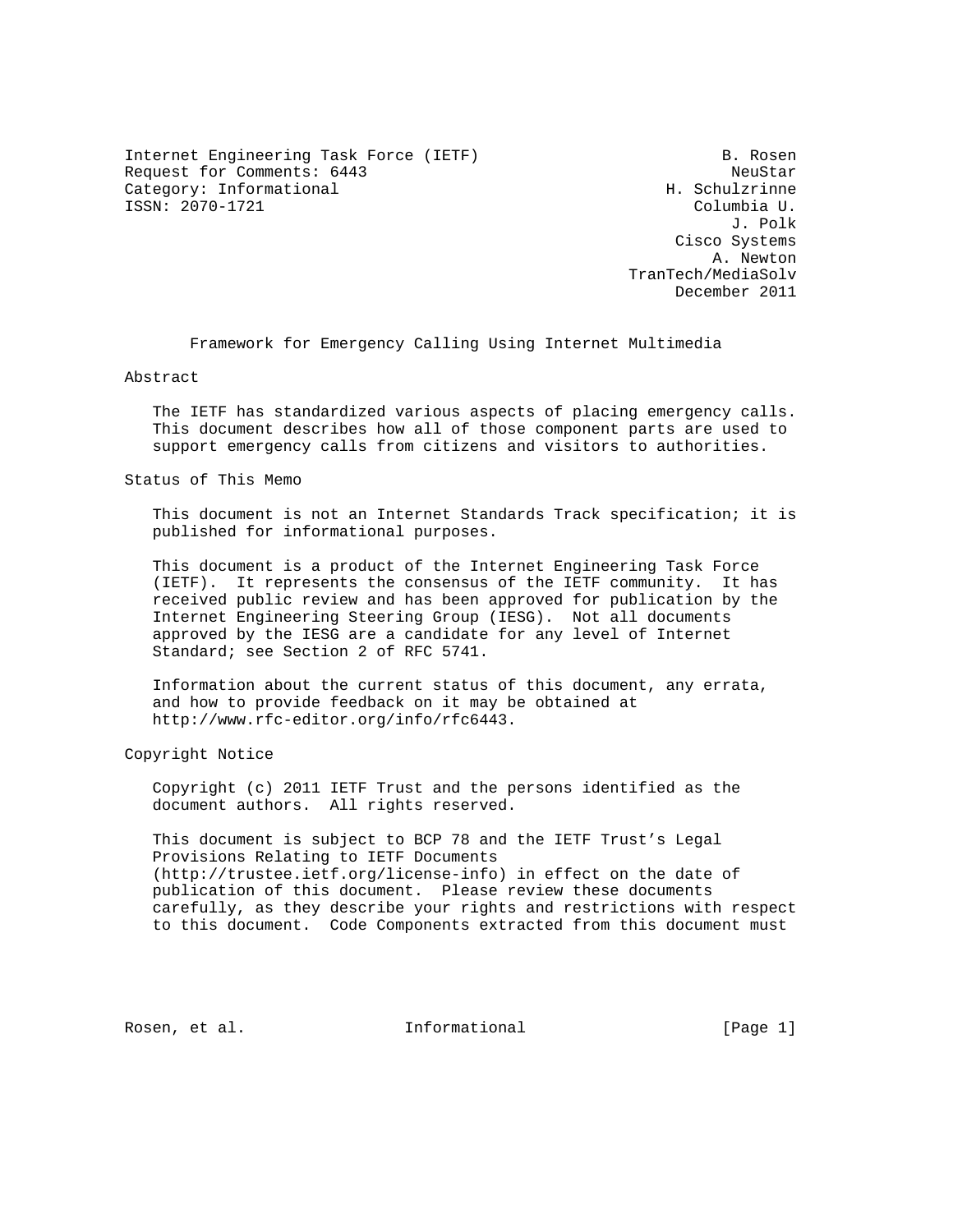Internet Engineering Task Force (IETF)  
Request for Comments: 6443  
Category: Informational  
ISSN: 2070-1721

B. Rosen  
NeuStar  
H. Schulzrinne  
Columbia U.  
J. Polk  
Cisco Systems  
A. Newton  
TranTech/MediaSolv  
December 2011

# Framework for Emergency Calling Using Internet Multimedia

## Abstract

The IETF has standardized various aspects of placing emergency calls. This document describes how all of those component parts are used to support emergency calls from citizens and visitors to authorities.

## Status of This Memo

This document is not an Internet Standards Track specification; it is published for informational purposes.

This document is a product of the Internet Engineering Task Force (IETF). It represents the consensus of the IETF community. It has received public review and has been approved for publication by the Internet Engineering Steering Group (IESG). Not all documents approved by the IESG are a candidate for any level of Internet Standard; see Section 2 of RFC 5741.

Information about the current status of this document, any errata, and how to provide feedback on it may be obtained at http://www.rfc-editor.org/info/rfc6443.

## Copyright Notice

Copyright (c) 2011 IETF Trust and the persons identified as the document authors. All rights reserved.

This document is subject to BCP 78 and the IETF Trust's Legal Provisions Relating to IETF Documents (http://trustee.ietf.org/license-info) in effect on the date of publication of this document. Please review these documents carefully, as they describe your rights and restrictions with respect to this document. Code Components extracted from this document must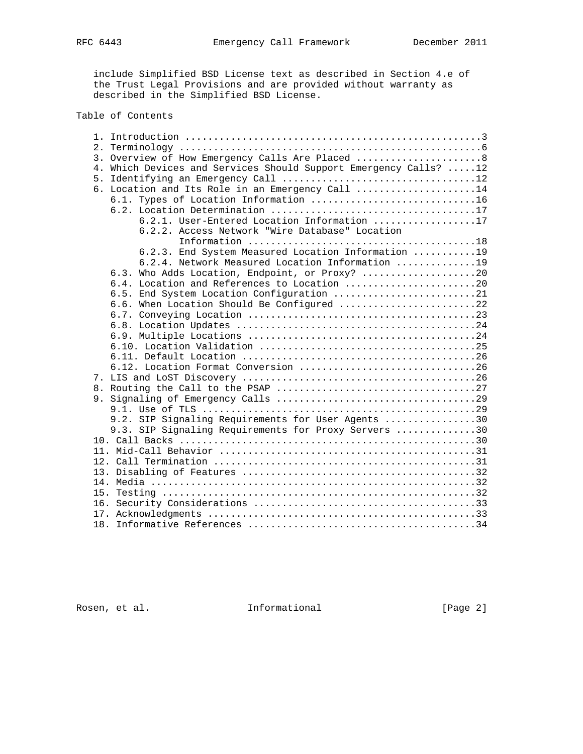include Simplified BSD License text as described in Section 4.e of the Trust Legal Provisions and are provided without warranty as described in the Simplified BSD License.

## Table of Contents

```
   1. Introduction ....................................................3
   2. Terminology .....................................................6
   3. Overview of How Emergency Calls Are Placed ......................8
   4. Which Devices and Services Should Support Emergency Calls? .....12
   5. Identifying an Emergency Call ..................................12
   6. Location and Its Role in an Emergency Call .....................14
      6.1. Types of Location Information .............................16
      6.2. Location Determination ....................................17
           6.2.1. User-Entered Location Information ..................17
           6.2.2. Access Network "Wire Database" Location
                  Information ........................................18
           6.2.3. End System Measured Location Information ...........19
           6.2.4. Network Measured Location Information ..............19
      6.3. Who Adds Location, Endpoint, or Proxy? ....................20
      6.4. Location and References to Location .......................20
      6.5. End System Location Configuration .........................21
      6.6. When Location Should Be Configured ........................22
      6.7. Conveying Location ........................................23
      6.8. Location Updates ..........................................24
      6.9. Multiple Locations ........................................24
      6.10. Location Validation ......................................25
      6.11. Default Location .........................................26
      6.12. Location Format Conversion ...............................26
   7. LIS and LoST Discovery .........................................26
   8. Routing the Call to the PSAP ...................................27
   9. Signaling of Emergency Calls ...................................29
      9.1. Use of TLS ................................................29
      9.2. SIP Signaling Requirements for User Agents ................30
      9.3. SIP Signaling Requirements for Proxy Servers ..............30
   10. Call Backs ....................................................30
   11. Mid-Call Behavior .............................................31
   12. Call Termination ..............................................31
   13. Disabling of Features .........................................32
   14. Media .........................................................32
   15. Testing .......................................................32
   16. Security Considerations .......................................33
   17. Acknowledgments ...............................................33
   18. Informative References ........................................34
```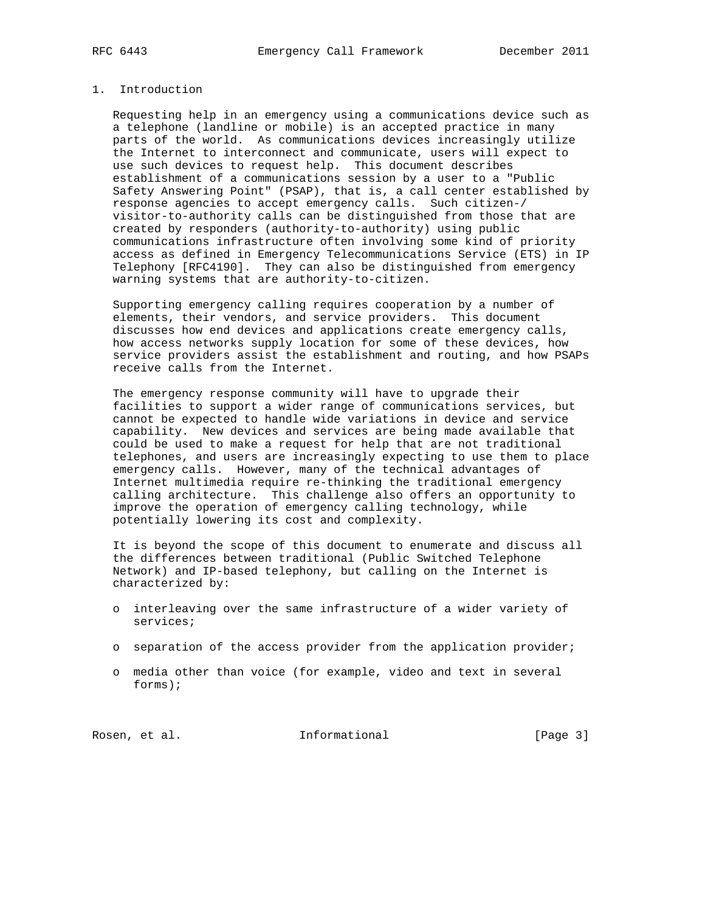# 1. Introduction

Requesting help in an emergency using a communications device such as a telephone (landline or mobile) is an accepted practice in many parts of the world. As communications devices increasingly utilize the Internet to interconnect and communicate, users will expect to use such devices to request help. This document describes establishment of a communications session by a user to a "Public Safety Answering Point" (PSAP), that is, a call center established by response agencies to accept emergency calls. Such citizen-/visitor-to-authority calls can be distinguished from those that are created by responders (authority-to-authority) using public communications infrastructure often involving some kind of priority access as defined in Emergency Telecommunications Service (ETS) in IP Telephony [RFC4190]. They can also be distinguished from emergency warning systems that are authority-to-citizen.

Supporting emergency calling requires cooperation by a number of elements, their vendors, and service providers. This document discusses how end devices and applications create emergency calls, how access networks supply location for some of these devices, how service providers assist the establishment and routing, and how PSAPs receive calls from the Internet.

The emergency response community will have to upgrade their facilities to support a wider range of communications services, but cannot be expected to handle wide variations in device and service capability. New devices and services are being made available that could be used to make a request for help that are not traditional telephones, and users are increasingly expecting to use them to place emergency calls. However, many of the technical advantages of Internet multimedia require re-thinking the traditional emergency calling architecture. This challenge also offers an opportunity to improve the operation of emergency calling technology, while potentially lowering its cost and complexity.

It is beyond the scope of this document to enumerate and discuss all the differences between traditional (Public Switched Telephone Network) and IP-based telephony, but calling on the Internet is characterized by:

- interleaving over the same infrastructure of a wider variety of services;
- separation of the access provider from the application provider;
- media other than voice (for example, video and text in several forms);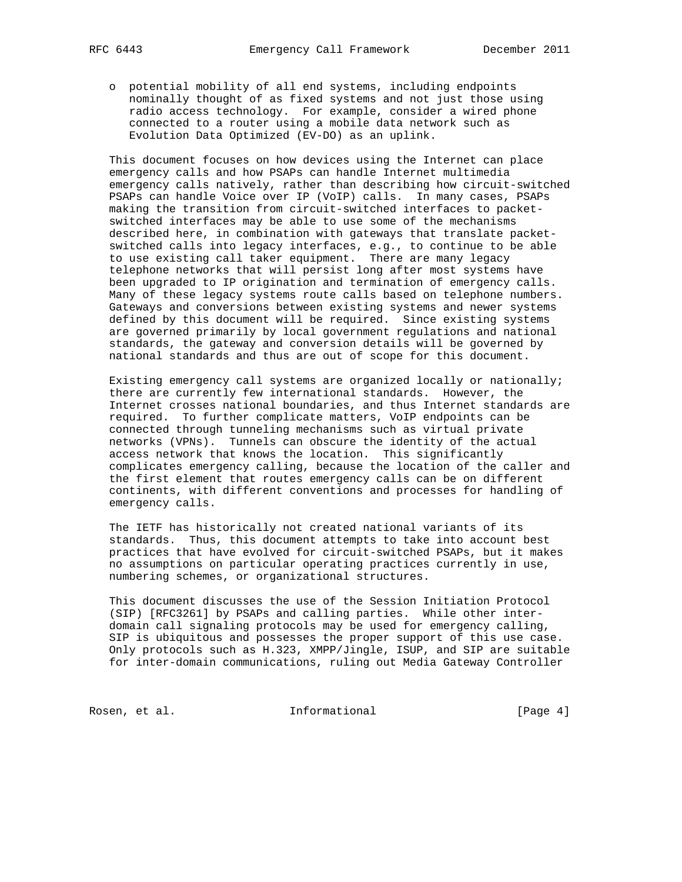- potential mobility of all end systems, including endpoints nominally thought of as fixed systems and not just those using radio access technology. For example, consider a wired phone connected to a router using a mobile data network such as Evolution Data Optimized (EV-DO) as an uplink.

This document focuses on how devices using the Internet can place emergency calls and how PSAPs can handle Internet multimedia emergency calls natively, rather than describing how circuit-switched PSAPs can handle Voice over IP (VoIP) calls. In many cases, PSAPs making the transition from circuit-switched interfaces to packet-switched interfaces may be able to use some of the mechanisms described here, in combination with gateways that translate packet-switched calls into legacy interfaces, e.g., to continue to be able to use existing call taker equipment. There are many legacy telephone networks that will persist long after most systems have been upgraded to IP origination and termination of emergency calls. Many of these legacy systems route calls based on telephone numbers. Gateways and conversions between existing systems and newer systems defined by this document will be required. Since existing systems are governed primarily by local government regulations and national standards, the gateway and conversion details will be governed by national standards and thus are out of scope for this document.

Existing emergency call systems are organized locally or nationally; there are currently few international standards. However, the Internet crosses national boundaries, and thus Internet standards are required. To further complicate matters, VoIP endpoints can be connected through tunneling mechanisms such as virtual private networks (VPNs). Tunnels can obscure the identity of the actual access network that knows the location. This significantly complicates emergency calling, because the location of the caller and the first element that routes emergency calls can be on different continents, with different conventions and processes for handling of emergency calls.

The IETF has historically not created national variants of its standards. Thus, this document attempts to take into account best practices that have evolved for circuit-switched PSAPs, but it makes no assumptions on particular operating practices currently in use, numbering schemes, or organizational structures.

This document discusses the use of the Session Initiation Protocol (SIP) [RFC3261] by PSAPs and calling parties. While other inter-domain call signaling protocols may be used for emergency calling, SIP is ubiquitous and possesses the proper support of this use case. Only protocols such as H.323, XMPP/Jingle, ISUP, and SIP are suitable for inter-domain communications, ruling out Media Gateway Controller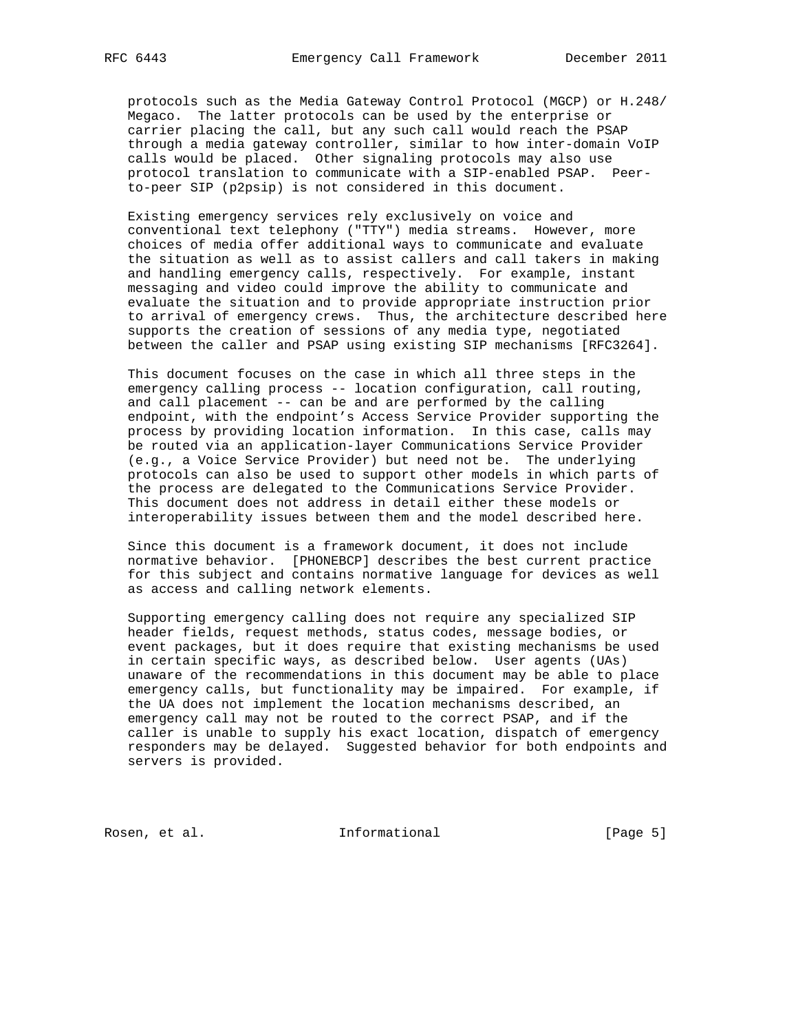protocols such as the Media Gateway Control Protocol (MGCP) or H.248/ Megaco. The latter protocols can be used by the enterprise or carrier placing the call, but any such call would reach the PSAP through a media gateway controller, similar to how inter-domain VoIP calls would be placed. Other signaling protocols may also use protocol translation to communicate with a SIP-enabled PSAP. Peer-to-peer SIP (p2psip) is not considered in this document.

Existing emergency services rely exclusively on voice and conventional text telephony ("TTY") media streams. However, more choices of media offer additional ways to communicate and evaluate the situation as well as to assist callers and call takers in making and handling emergency calls, respectively. For example, instant messaging and video could improve the ability to communicate and evaluate the situation and to provide appropriate instruction prior to arrival of emergency crews. Thus, the architecture described here supports the creation of sessions of any media type, negotiated between the caller and PSAP using existing SIP mechanisms [RFC3264].

This document focuses on the case in which all three steps in the emergency calling process -- location configuration, call routing, and call placement -- can be and are performed by the calling endpoint, with the endpoint's Access Service Provider supporting the process by providing location information. In this case, calls may be routed via an application-layer Communications Service Provider (e.g., a Voice Service Provider) but need not be. The underlying protocols can also be used to support other models in which parts of the process are delegated to the Communications Service Provider. This document does not address in detail either these models or interoperability issues between them and the model described here.

Since this document is a framework document, it does not include normative behavior. [PHONEBCP] describes the best current practice for this subject and contains normative language for devices as well as access and calling network elements.

Supporting emergency calling does not require any specialized SIP header fields, request methods, status codes, message bodies, or event packages, but it does require that existing mechanisms be used in certain specific ways, as described below. User agents (UAs) unaware of the recommendations in this document may be able to place emergency calls, but functionality may be impaired. For example, if the UA does not implement the location mechanisms described, an emergency call may not be routed to the correct PSAP, and if the caller is unable to supply his exact location, dispatch of emergency responders may be delayed. Suggested behavior for both endpoints and servers is provided.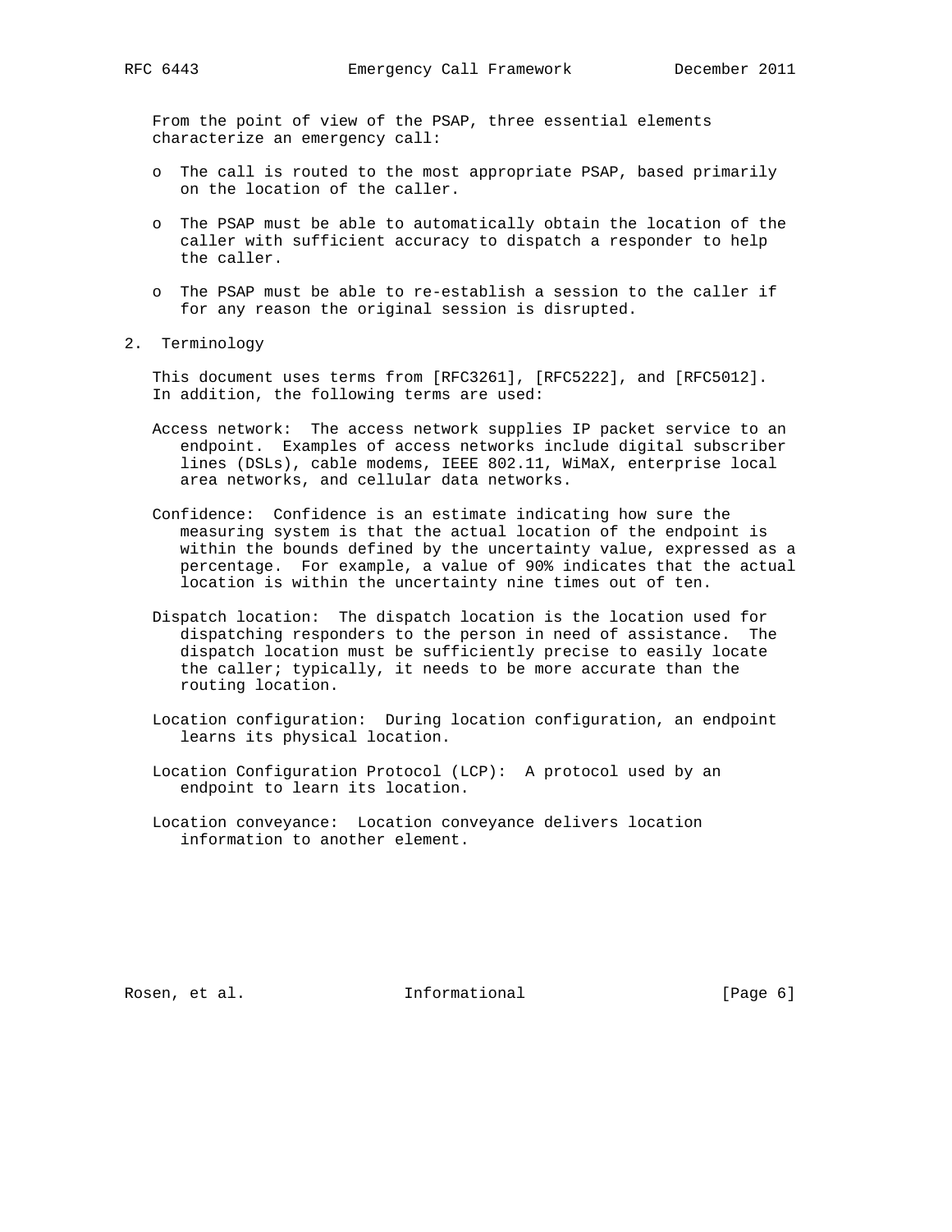From the point of view of the PSAP, three essential elements characterize an emergency call:

- The call is routed to the most appropriate PSAP, based primarily on the location of the caller.
- The PSAP must be able to automatically obtain the location of the caller with sufficient accuracy to dispatch a responder to help the caller.
- The PSAP must be able to re-establish a session to the caller if for any reason the original session is disrupted.

## 2. Terminology

This document uses terms from [RFC3261], [RFC5222], and [RFC5012]. In addition, the following terms are used:

Access network: The access network supplies IP packet service to an endpoint. Examples of access networks include digital subscriber lines (DSLs), cable modems, IEEE 802.11, WiMaX, enterprise local area networks, and cellular data networks.

Confidence: Confidence is an estimate indicating how sure the measuring system is that the actual location of the endpoint is within the bounds defined by the uncertainty value, expressed as a percentage. For example, a value of 90% indicates that the actual location is within the uncertainty nine times out of ten.

Dispatch location: The dispatch location is the location used for dispatching responders to the person in need of assistance. The dispatch location must be sufficiently precise to easily locate the caller; typically, it needs to be more accurate than the routing location.

Location configuration: During location configuration, an endpoint learns its physical location.

Location Configuration Protocol (LCP): A protocol used by an endpoint to learn its location.

Location conveyance: Location conveyance delivers location information to another element.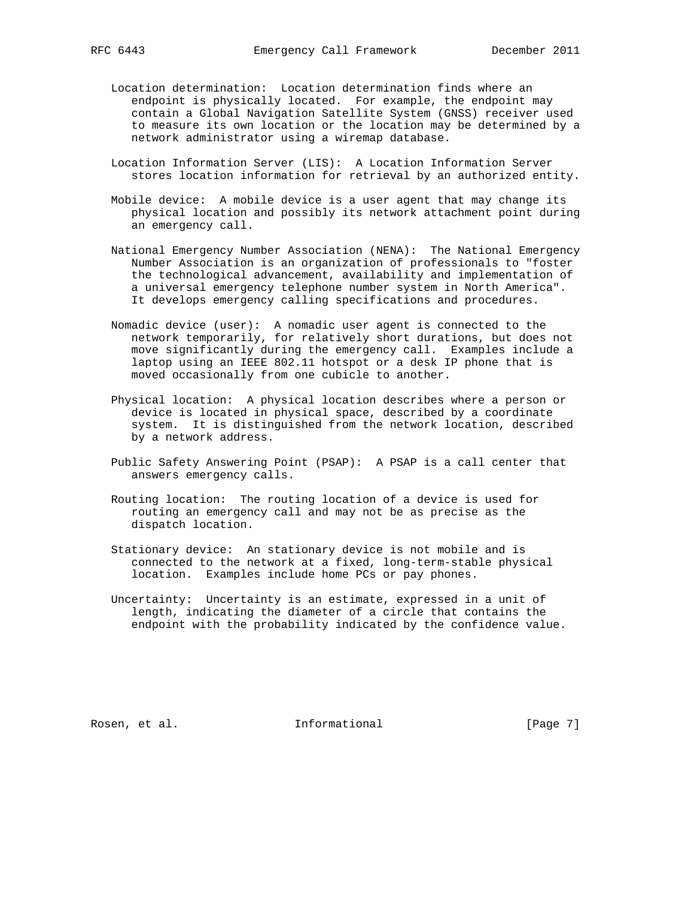Location determination: Location determination finds where an endpoint is physically located. For example, the endpoint may contain a Global Navigation Satellite System (GNSS) receiver used to measure its own location or the location may be determined by a network administrator using a wiremap database.

Location Information Server (LIS): A Location Information Server stores location information for retrieval by an authorized entity.

Mobile device: A mobile device is a user agent that may change its physical location and possibly its network attachment point during an emergency call.

National Emergency Number Association (NENA): The National Emergency Number Association is an organization of professionals to "foster the technological advancement, availability and implementation of a universal emergency telephone number system in North America". It develops emergency calling specifications and procedures.

Nomadic device (user): A nomadic user agent is connected to the network temporarily, for relatively short durations, but does not move significantly during the emergency call. Examples include a laptop using an IEEE 802.11 hotspot or a desk IP phone that is moved occasionally from one cubicle to another.

Physical location: A physical location describes where a person or device is located in physical space, described by a coordinate system. It is distinguished from the network location, described by a network address.

Public Safety Answering Point (PSAP): A PSAP is a call center that answers emergency calls.

Routing location: The routing location of a device is used for routing an emergency call and may not be as precise as the dispatch location.

Stationary device: An stationary device is not mobile and is connected to the network at a fixed, long-term-stable physical location. Examples include home PCs or pay phones.

Uncertainty: Uncertainty is an estimate, expressed in a unit of length, indicating the diameter of a circle that contains the endpoint with the probability indicated by the confidence value.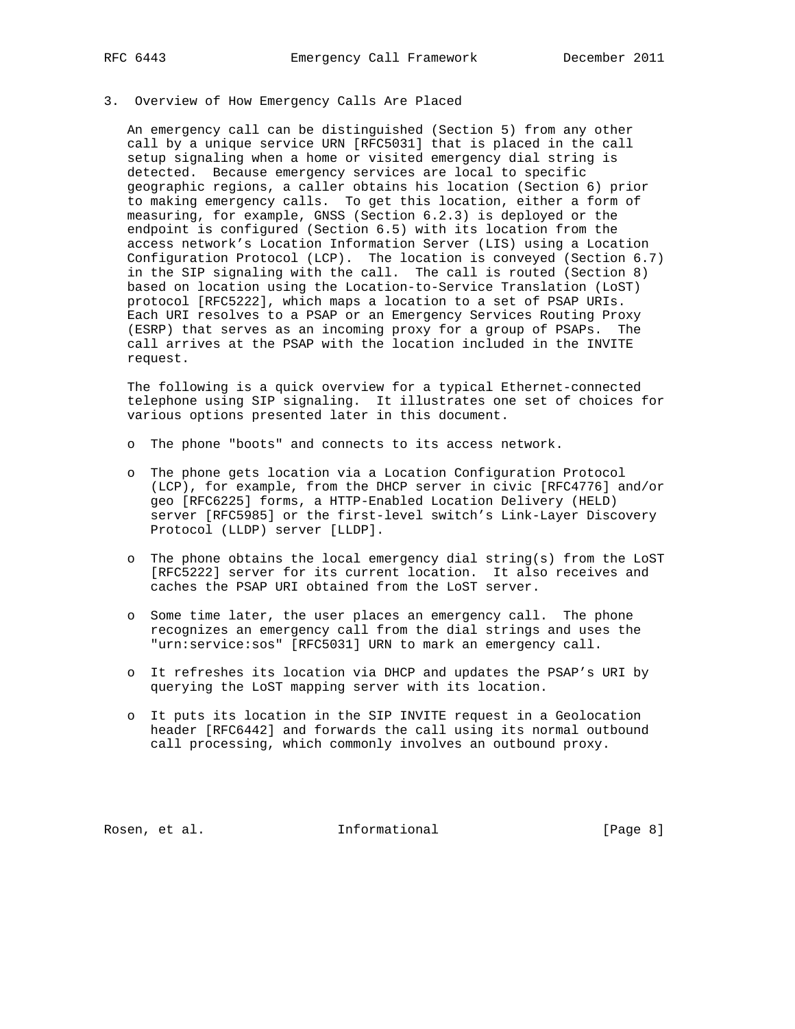## 3. Overview of How Emergency Calls Are Placed

An emergency call can be distinguished (Section 5) from any other call by a unique service URN [RFC5031] that is placed in the call setup signaling when a home or visited emergency dial string is detected. Because emergency services are local to specific geographic regions, a caller obtains his location (Section 6) prior to making emergency calls. To get this location, either a form of measuring, for example, GNSS (Section 6.2.3) is deployed or the endpoint is configured (Section 6.5) with its location from the access network's Location Information Server (LIS) using a Location Configuration Protocol (LCP). The location is conveyed (Section 6.7) in the SIP signaling with the call. The call is routed (Section 8) based on location using the Location-to-Service Translation (LoST) protocol [RFC5222], which maps a location to a set of PSAP URIs. Each URI resolves to a PSAP or an Emergency Services Routing Proxy (ESRP) that serves as an incoming proxy for a group of PSAPs. The call arrives at the PSAP with the location included in the INVITE request.

The following is a quick overview for a typical Ethernet-connected telephone using SIP signaling. It illustrates one set of choices for various options presented later in this document.

- The phone "boots" and connects to its access network.
- The phone gets location via a Location Configuration Protocol (LCP), for example, from the DHCP server in civic [RFC4776] and/or geo [RFC6225] forms, a HTTP-Enabled Location Delivery (HELD) server [RFC5985] or the first-level switch's Link-Layer Discovery Protocol (LLDP) server [LLDP].
- The phone obtains the local emergency dial string(s) from the LoST [RFC5222] server for its current location. It also receives and caches the PSAP URI obtained from the LoST server.
- Some time later, the user places an emergency call. The phone recognizes an emergency call from the dial strings and uses the "urn:service:sos" [RFC5031] URN to mark an emergency call.
- It refreshes its location via DHCP and updates the PSAP's URI by querying the LoST mapping server with its location.
- It puts its location in the SIP INVITE request in a Geolocation header [RFC6442] and forwards the call using its normal outbound call processing, which commonly involves an outbound proxy.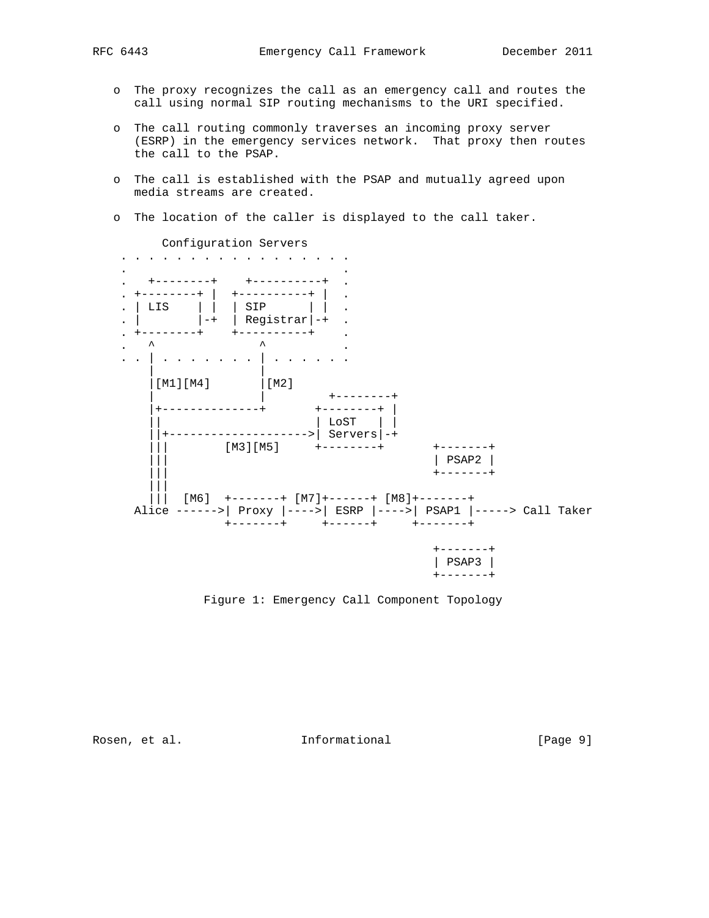- The proxy recognizes the call as an emergency call and routes the call using normal SIP routing mechanisms to the URI specified.

- The call routing commonly traverses an incoming proxy server (ESRP) in the emergency services network. That proxy then routes the call to the PSAP.

- The call is established with the PSAP and mutually agreed upon media streams are created.

- The location of the caller is displayed to the call taker.

```
            Configuration Servers
     . . . . . . . . . . . . . . . . .
     .                               .
     .   +--------+    +----------+  .
     . +--------+ |  +----------+ |  .
     . | LIS    | |  | SIP      | |  .
     . |        |-+  | Registrar|-+  .
     . +--------+    +----------+    .
     .   ^               ^           .
     . . | . . . . . . . | . . . . . .
         |               |
         |[M1][M4]       |[M2]
         |               |        +--------+
         |+--------------+       +--------+ |
         ||                      | LoST   | |
         ||+-------------------->| Servers|-+
         |||        [M3][M5]     +--------+       +-------+
         |||                                      | PSAP2 |
         |||                                      +-------+
         |||
         |||  [M6]  +-------+ [M7]+------+ [M8]+-------+
       Alice ------>| Proxy |---->| ESRP |---->| PSAP1 |-----> Call Taker
                    +-------+     +------+     +-------+

                                                  +-------+
                                                  | PSAP3 |
                                                  +-------+
```

Figure 1: Emergency Call Component Topology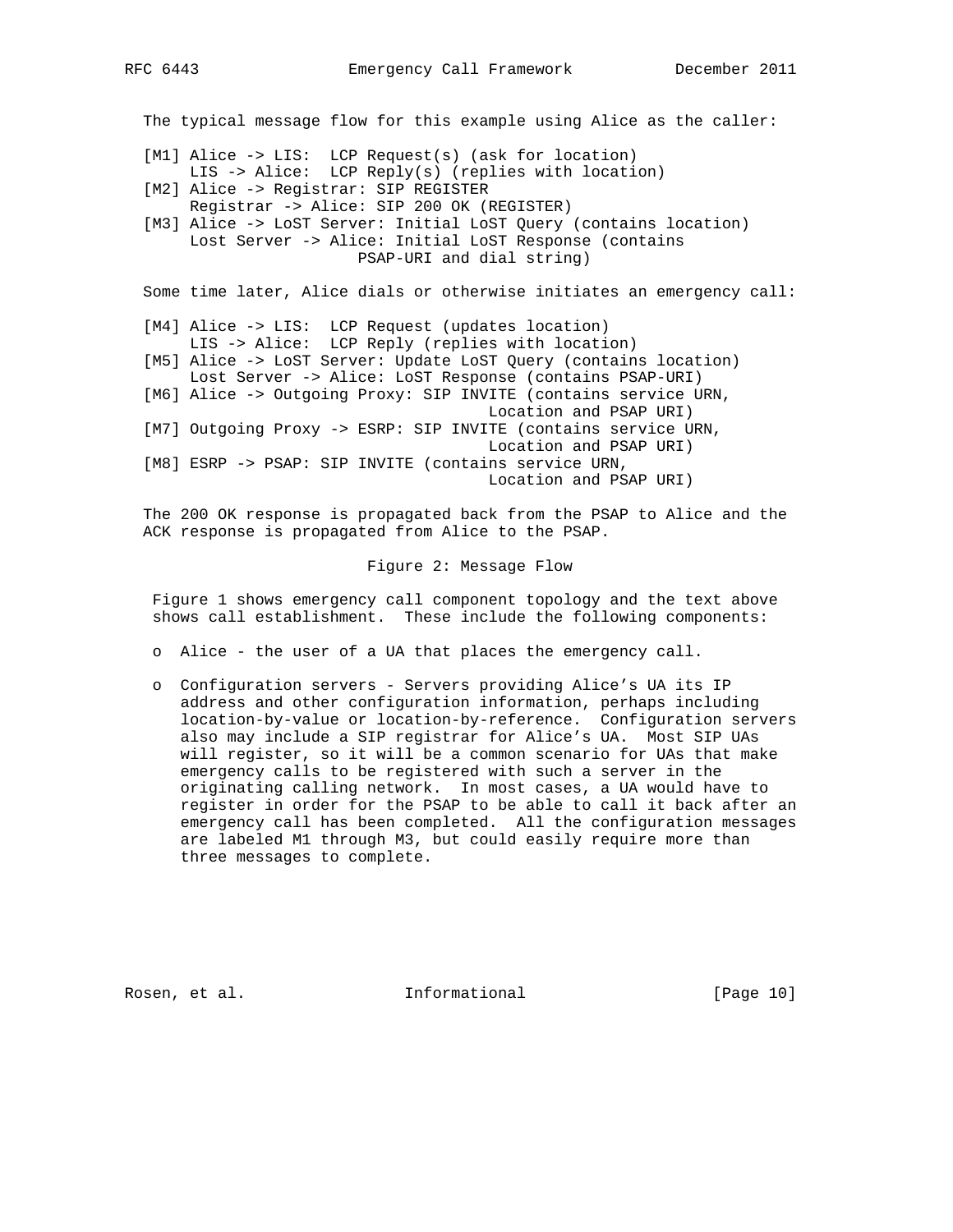The typical message flow for this example using Alice as the caller:

```
[M1] Alice -> LIS:  LCP Request(s) (ask for location)
     LIS -> Alice:  LCP Reply(s) (replies with location)
[M2] Alice -> Registrar: SIP REGISTER
     Registrar -> Alice: SIP 200 OK (REGISTER)
[M3] Alice -> LoST Server: Initial LoST Query (contains location)
     Lost Server -> Alice: Initial LoST Response (contains
                     PSAP-URI and dial string)
```

Some time later, Alice dials or otherwise initiates an emergency call:

```
[M4] Alice -> LIS:  LCP Request (updates location)
     LIS -> Alice:  LCP Reply (replies with location)
[M5] Alice -> LoST Server: Update LoST Query (contains location)
     Lost Server -> Alice: LoST Response (contains PSAP-URI)
[M6] Alice -> Outgoing Proxy: SIP INVITE (contains service URN,
                                    Location and PSAP URI)
[M7] Outgoing Proxy -> ESRP: SIP INVITE (contains service URN,
                                    Location and PSAP URI)
[M8] ESRP -> PSAP: SIP INVITE (contains service URN,
                                    Location and PSAP URI)
```

The 200 OK response is propagated back from the PSAP to Alice and the ACK response is propagated from Alice to the PSAP.

Figure 2: Message Flow

Figure 1 shows emergency call component topology and the text above shows call establishment. These include the following components:

- Alice - the user of a UA that places the emergency call.
- Configuration servers - Servers providing Alice's UA its IP address and other configuration information, perhaps including location-by-value or location-by-reference. Configuration servers also may include a SIP registrar for Alice's UA. Most SIP UAs will register, so it will be a common scenario for UAs that make emergency calls to be registered with such a server in the originating calling network. In most cases, a UA would have to register in order for the PSAP to be able to call it back after an emergency call has been completed. All the configuration messages are labeled M1 through M3, but could easily require more than three messages to complete.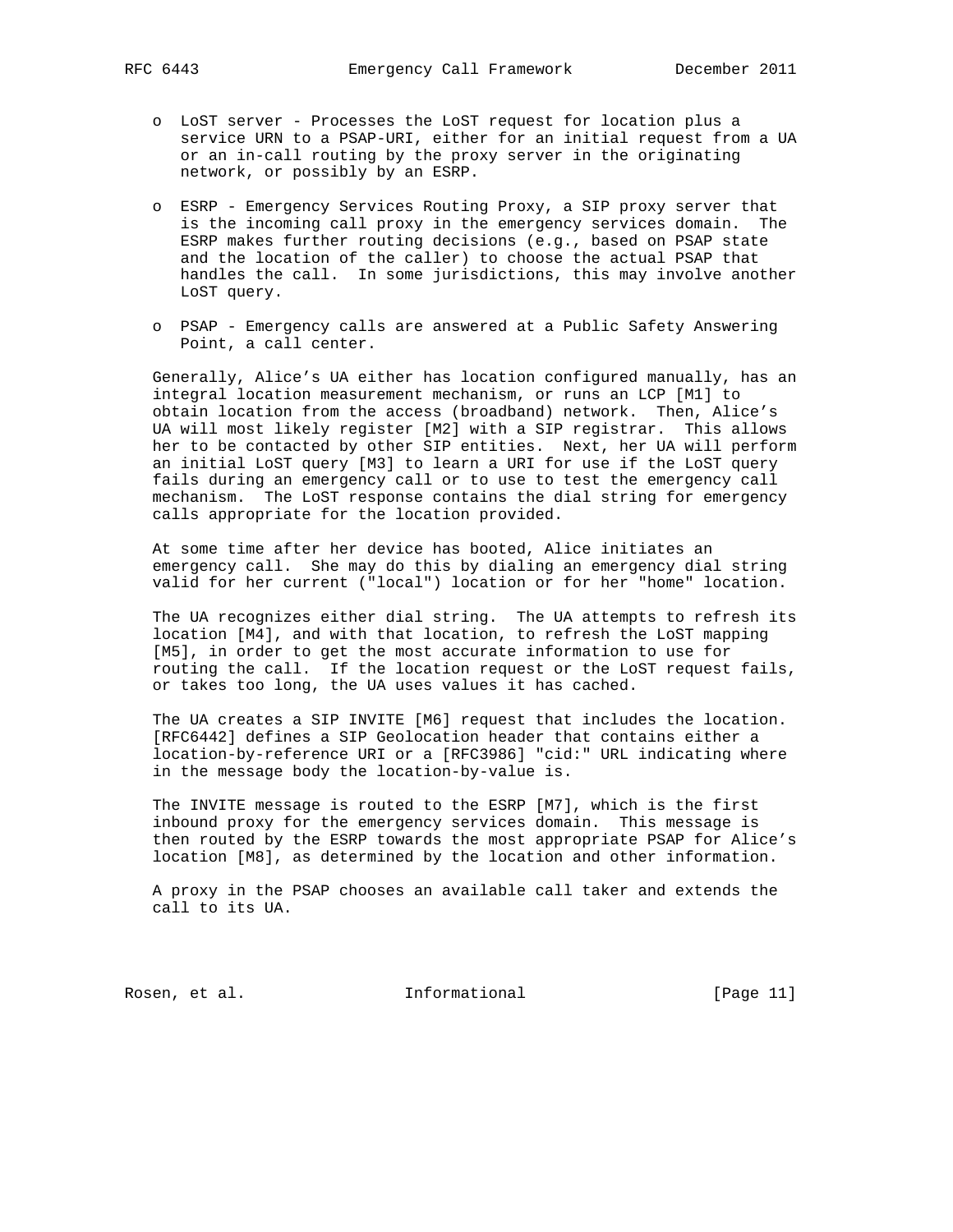- LoST server - Processes the LoST request for location plus a service URN to a PSAP-URI, either for an initial request from a UA or an in-call routing by the proxy server in the originating network, or possibly by an ESRP.

- ESRP - Emergency Services Routing Proxy, a SIP proxy server that is the incoming call proxy in the emergency services domain. The ESRP makes further routing decisions (e.g., based on PSAP state and the location of the caller) to choose the actual PSAP that handles the call. In some jurisdictions, this may involve another LoST query.

- PSAP - Emergency calls are answered at a Public Safety Answering Point, a call center.

Generally, Alice's UA either has location configured manually, has an integral location measurement mechanism, or runs an LCP [M1] to obtain location from the access (broadband) network. Then, Alice's UA will most likely register [M2] with a SIP registrar. This allows her to be contacted by other SIP entities. Next, her UA will perform an initial LoST query [M3] to learn a URI for use if the LoST query fails during an emergency call or to use to test the emergency call mechanism. The LoST response contains the dial string for emergency calls appropriate for the location provided.

At some time after her device has booted, Alice initiates an emergency call. She may do this by dialing an emergency dial string valid for her current ("local") location or for her "home" location.

The UA recognizes either dial string. The UA attempts to refresh its location [M4], and with that location, to refresh the LoST mapping [M5], in order to get the most accurate information to use for routing the call. If the location request or the LoST request fails, or takes too long, the UA uses values it has cached.

The UA creates a SIP INVITE [M6] request that includes the location. [RFC6442] defines a SIP Geolocation header that contains either a location-by-reference URI or a [RFC3986] "cid:" URL indicating where in the message body the location-by-value is.

The INVITE message is routed to the ESRP [M7], which is the first inbound proxy for the emergency services domain. This message is then routed by the ESRP towards the most appropriate PSAP for Alice's location [M8], as determined by the location and other information.

A proxy in the PSAP chooses an available call taker and extends the call to its UA.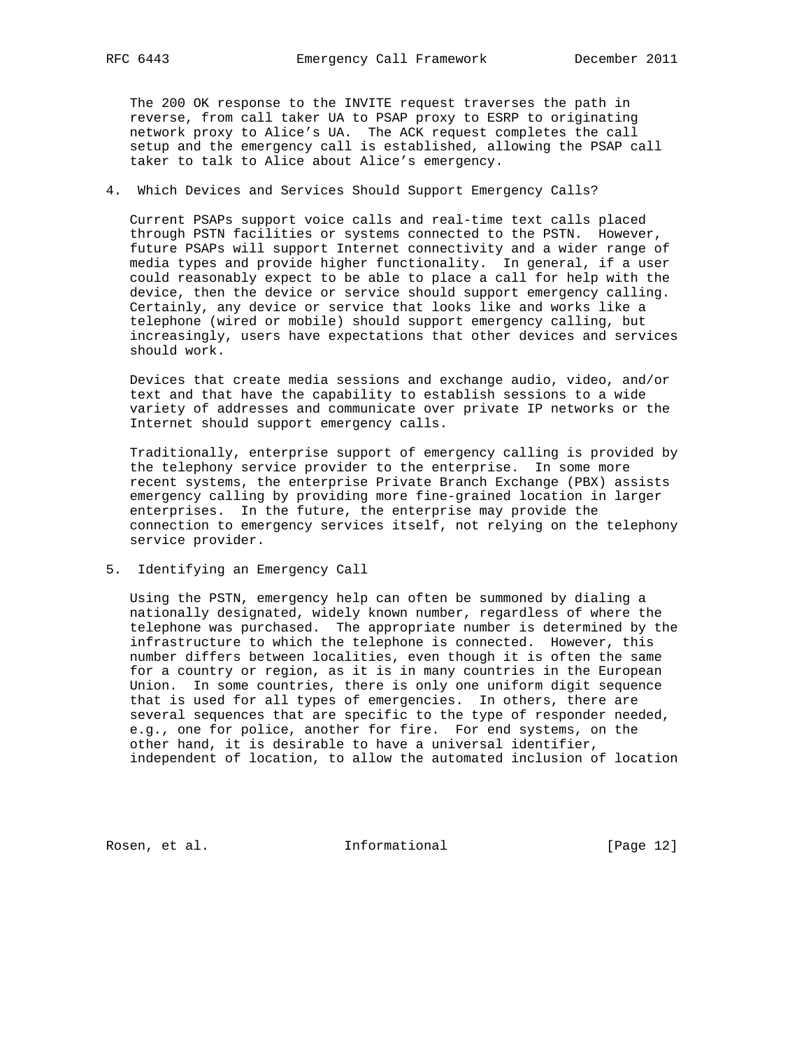The 200 OK response to the INVITE request traverses the path in reverse, from call taker UA to PSAP proxy to ESRP to originating network proxy to Alice's UA. The ACK request completes the call setup and the emergency call is established, allowing the PSAP call taker to talk to Alice about Alice's emergency.

## 4. Which Devices and Services Should Support Emergency Calls?

Current PSAPs support voice calls and real-time text calls placed through PSTN facilities or systems connected to the PSTN. However, future PSAPs will support Internet connectivity and a wider range of media types and provide higher functionality. In general, if a user could reasonably expect to be able to place a call for help with the device, then the device or service should support emergency calling. Certainly, any device or service that looks like and works like a telephone (wired or mobile) should support emergency calling, but increasingly, users have expectations that other devices and services should work.

Devices that create media sessions and exchange audio, video, and/or text and that have the capability to establish sessions to a wide variety of addresses and communicate over private IP networks or the Internet should support emergency calls.

Traditionally, enterprise support of emergency calling is provided by the telephony service provider to the enterprise. In some more recent systems, the enterprise Private Branch Exchange (PBX) assists emergency calling by providing more fine-grained location in larger enterprises. In the future, the enterprise may provide the connection to emergency services itself, not relying on the telephony service provider.

## 5. Identifying an Emergency Call

Using the PSTN, emergency help can often be summoned by dialing a nationally designated, widely known number, regardless of where the telephone was purchased. The appropriate number is determined by the infrastructure to which the telephone is connected. However, this number differs between localities, even though it is often the same for a country or region, as it is in many countries in the European Union. In some countries, there is only one uniform digit sequence that is used for all types of emergencies. In others, there are several sequences that are specific to the type of responder needed, e.g., one for police, another for fire. For end systems, on the other hand, it is desirable to have a universal identifier, independent of location, to allow the automated inclusion of location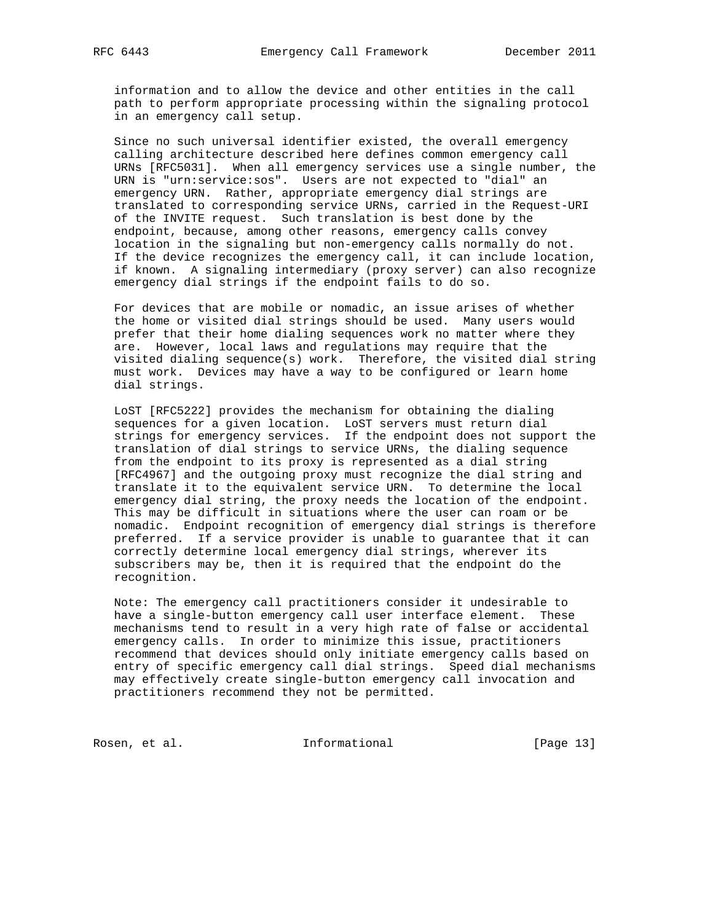information and to allow the device and other entities in the call path to perform appropriate processing within the signaling protocol in an emergency call setup.

Since no such universal identifier existed, the overall emergency calling architecture described here defines common emergency call URNs [RFC5031]. When all emergency services use a single number, the URN is "urn:service:sos". Users are not expected to "dial" an emergency URN. Rather, appropriate emergency dial strings are translated to corresponding service URNs, carried in the Request-URI of the INVITE request. Such translation is best done by the endpoint, because, among other reasons, emergency calls convey location in the signaling but non-emergency calls normally do not. If the device recognizes the emergency call, it can include location, if known. A signaling intermediary (proxy server) can also recognize emergency dial strings if the endpoint fails to do so.

For devices that are mobile or nomadic, an issue arises of whether the home or visited dial strings should be used. Many users would prefer that their home dialing sequences work no matter where they are. However, local laws and regulations may require that the visited dialing sequence(s) work. Therefore, the visited dial string must work. Devices may have a way to be configured or learn home dial strings.

LoST [RFC5222] provides the mechanism for obtaining the dialing sequences for a given location. LoST servers must return dial strings for emergency services. If the endpoint does not support the translation of dial strings to service URNs, the dialing sequence from the endpoint to its proxy is represented as a dial string [RFC4967] and the outgoing proxy must recognize the dial string and translate it to the equivalent service URN. To determine the local emergency dial string, the proxy needs the location of the endpoint. This may be difficult in situations where the user can roam or be nomadic. Endpoint recognition of emergency dial strings is therefore preferred. If a service provider is unable to guarantee that it can correctly determine local emergency dial strings, wherever its subscribers may be, then it is required that the endpoint do the recognition.

Note: The emergency call practitioners consider it undesirable to have a single-button emergency call user interface element. These mechanisms tend to result in a very high rate of false or accidental emergency calls. In order to minimize this issue, practitioners recommend that devices should only initiate emergency calls based on entry of specific emergency call dial strings. Speed dial mechanisms may effectively create single-button emergency call invocation and practitioners recommend they not be permitted.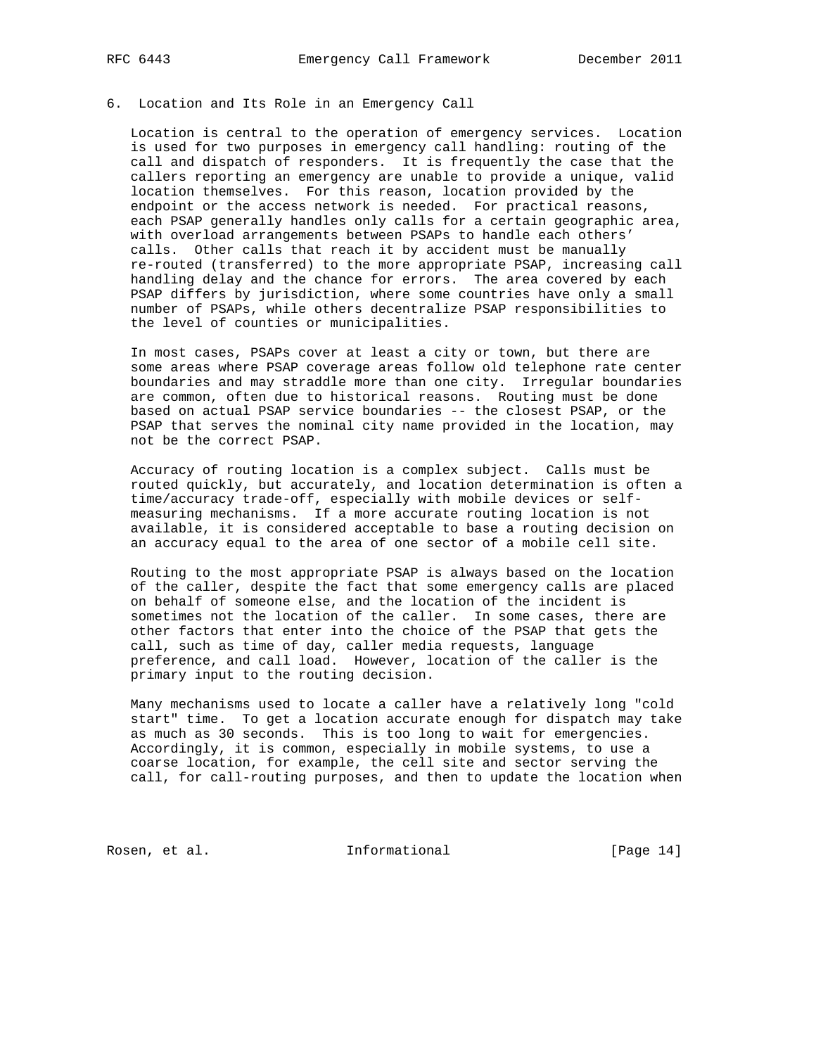## 6. Location and Its Role in an Emergency Call

Location is central to the operation of emergency services. Location is used for two purposes in emergency call handling: routing of the call and dispatch of responders. It is frequently the case that the callers reporting an emergency are unable to provide a unique, valid location themselves. For this reason, location provided by the endpoint or the access network is needed. For practical reasons, each PSAP generally handles only calls for a certain geographic area, with overload arrangements between PSAPs to handle each others' calls. Other calls that reach it by accident must be manually re-routed (transferred) to the more appropriate PSAP, increasing call handling delay and the chance for errors. The area covered by each PSAP differs by jurisdiction, where some countries have only a small number of PSAPs, while others decentralize PSAP responsibilities to the level of counties or municipalities.

In most cases, PSAPs cover at least a city or town, but there are some areas where PSAP coverage areas follow old telephone rate center boundaries and may straddle more than one city. Irregular boundaries are common, often due to historical reasons. Routing must be done based on actual PSAP service boundaries -- the closest PSAP, or the PSAP that serves the nominal city name provided in the location, may not be the correct PSAP.

Accuracy of routing location is a complex subject. Calls must be routed quickly, but accurately, and location determination is often a time/accuracy trade-off, especially with mobile devices or self-measuring mechanisms. If a more accurate routing location is not available, it is considered acceptable to base a routing decision on an accuracy equal to the area of one sector of a mobile cell site.

Routing to the most appropriate PSAP is always based on the location of the caller, despite the fact that some emergency calls are placed on behalf of someone else, and the location of the incident is sometimes not the location of the caller. In some cases, there are other factors that enter into the choice of the PSAP that gets the call, such as time of day, caller media requests, language preference, and call load. However, location of the caller is the primary input to the routing decision.

Many mechanisms used to locate a caller have a relatively long "cold start" time. To get a location accurate enough for dispatch may take as much as 30 seconds. This is too long to wait for emergencies. Accordingly, it is common, especially in mobile systems, to use a coarse location, for example, the cell site and sector serving the call, for call-routing purposes, and then to update the location when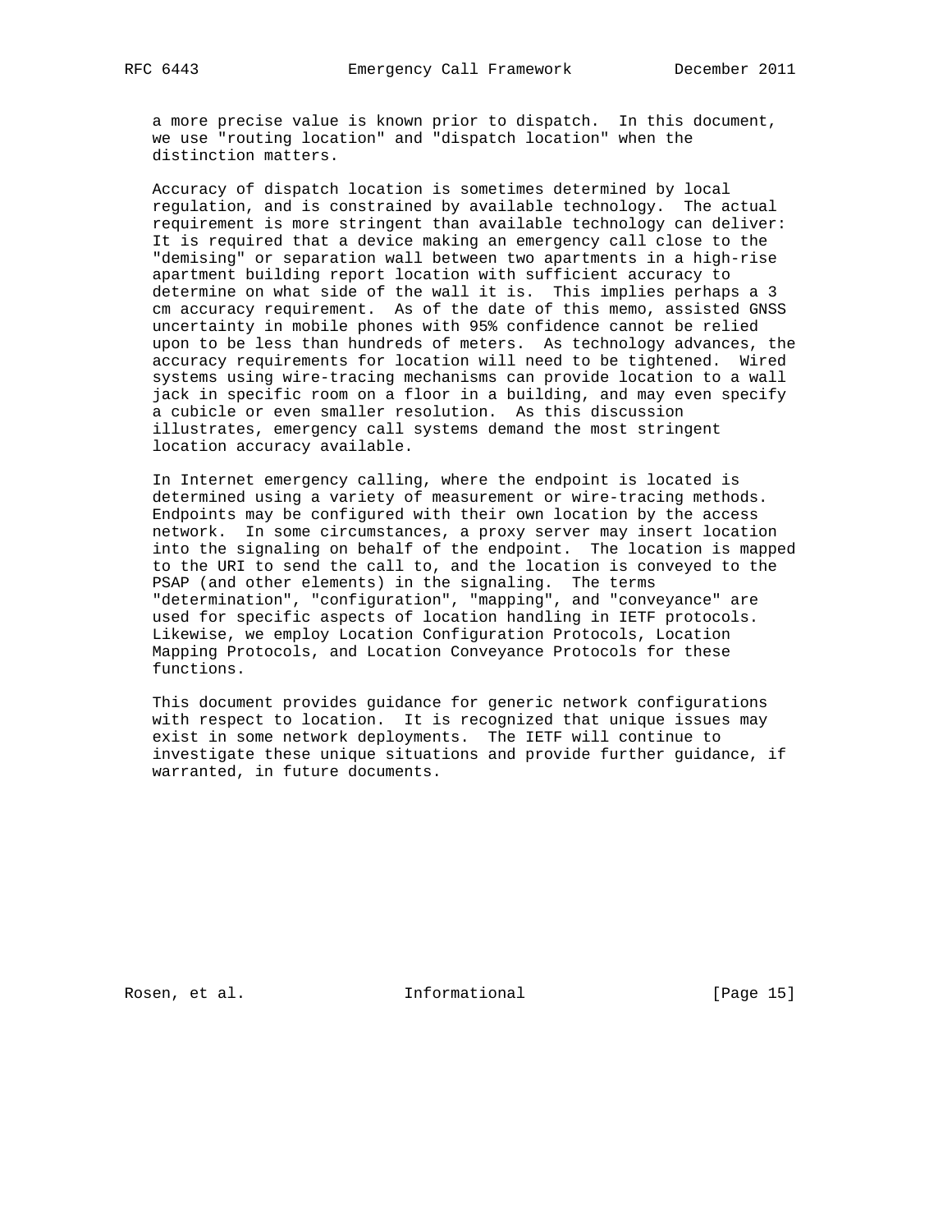a more precise value is known prior to dispatch. In this document, we use "routing location" and "dispatch location" when the distinction matters.

Accuracy of dispatch location is sometimes determined by local regulation, and is constrained by available technology. The actual requirement is more stringent than available technology can deliver: It is required that a device making an emergency call close to the "demising" or separation wall between two apartments in a high-rise apartment building report location with sufficient accuracy to determine on what side of the wall it is. This implies perhaps a 3 cm accuracy requirement. As of the date of this memo, assisted GNSS uncertainty in mobile phones with 95% confidence cannot be relied upon to be less than hundreds of meters. As technology advances, the accuracy requirements for location will need to be tightened. Wired systems using wire-tracing mechanisms can provide location to a wall jack in specific room on a floor in a building, and may even specify a cubicle or even smaller resolution. As this discussion illustrates, emergency call systems demand the most stringent location accuracy available.

In Internet emergency calling, where the endpoint is located is determined using a variety of measurement or wire-tracing methods. Endpoints may be configured with their own location by the access network. In some circumstances, a proxy server may insert location into the signaling on behalf of the endpoint. The location is mapped to the URI to send the call to, and the location is conveyed to the PSAP (and other elements) in the signaling. The terms "determination", "configuration", "mapping", and "conveyance" are used for specific aspects of location handling in IETF protocols. Likewise, we employ Location Configuration Protocols, Location Mapping Protocols, and Location Conveyance Protocols for these functions.

This document provides guidance for generic network configurations with respect to location. It is recognized that unique issues may exist in some network deployments. The IETF will continue to investigate these unique situations and provide further guidance, if warranted, in future documents.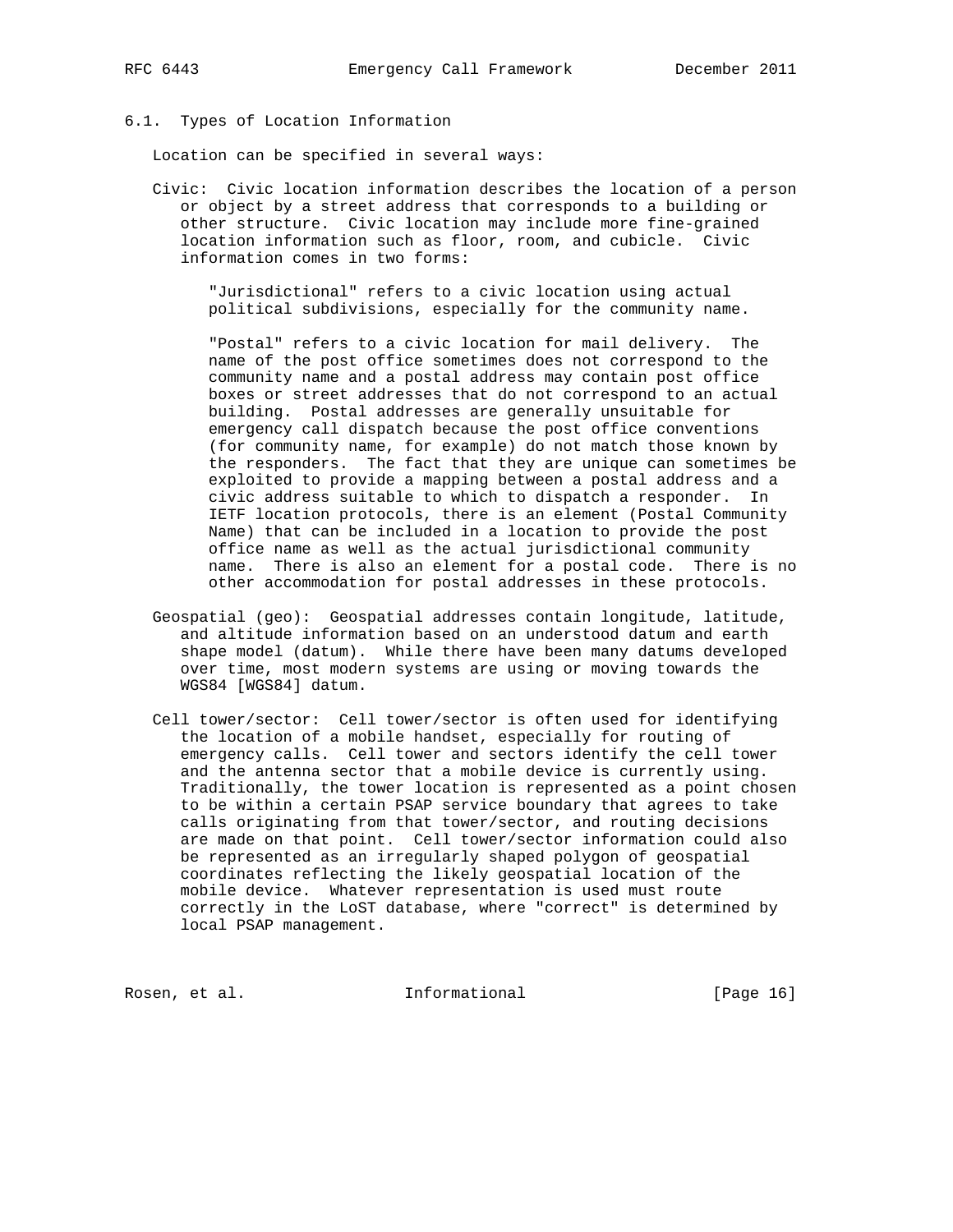## 6.1. Types of Location Information

Location can be specified in several ways:

**Civic:** Civic location information describes the location of a person or object by a street address that corresponds to a building or other structure. Civic location may include more fine-grained location information such as floor, room, and cubicle. Civic information comes in two forms:

> "Jurisdictional" refers to a civic location using actual political subdivisions, especially for the community name.
>
> "Postal" refers to a civic location for mail delivery. The name of the post office sometimes does not correspond to the community name and a postal address may contain post office boxes or street addresses that do not correspond to an actual building. Postal addresses are generally unsuitable for emergency call dispatch because the post office conventions (for community name, for example) do not match those known by the responders. The fact that they are unique can sometimes be exploited to provide a mapping between a postal address and a civic address suitable to which to dispatch a responder. In IETF location protocols, there is an element (Postal Community Name) that can be included in a location to provide the post office name as well as the actual jurisdictional community name. There is also an element for a postal code. There is no other accommodation for postal addresses in these protocols.

**Geospatial (geo):** Geospatial addresses contain longitude, latitude, and altitude information based on an understood datum and earth shape model (datum). While there have been many datums developed over time, most modern systems are using or moving towards the WGS84 [WGS84] datum.

**Cell tower/sector:** Cell tower/sector is often used for identifying the location of a mobile handset, especially for routing of emergency calls. Cell tower and sectors identify the cell tower and the antenna sector that a mobile device is currently using. Traditionally, the tower location is represented as a point chosen to be within a certain PSAP service boundary that agrees to take calls originating from that tower/sector, and routing decisions are made on that point. Cell tower/sector information could also be represented as an irregularly shaped polygon of geospatial coordinates reflecting the likely geospatial location of the mobile device. Whatever representation is used must route correctly in the LoST database, where "correct" is determined by local PSAP management.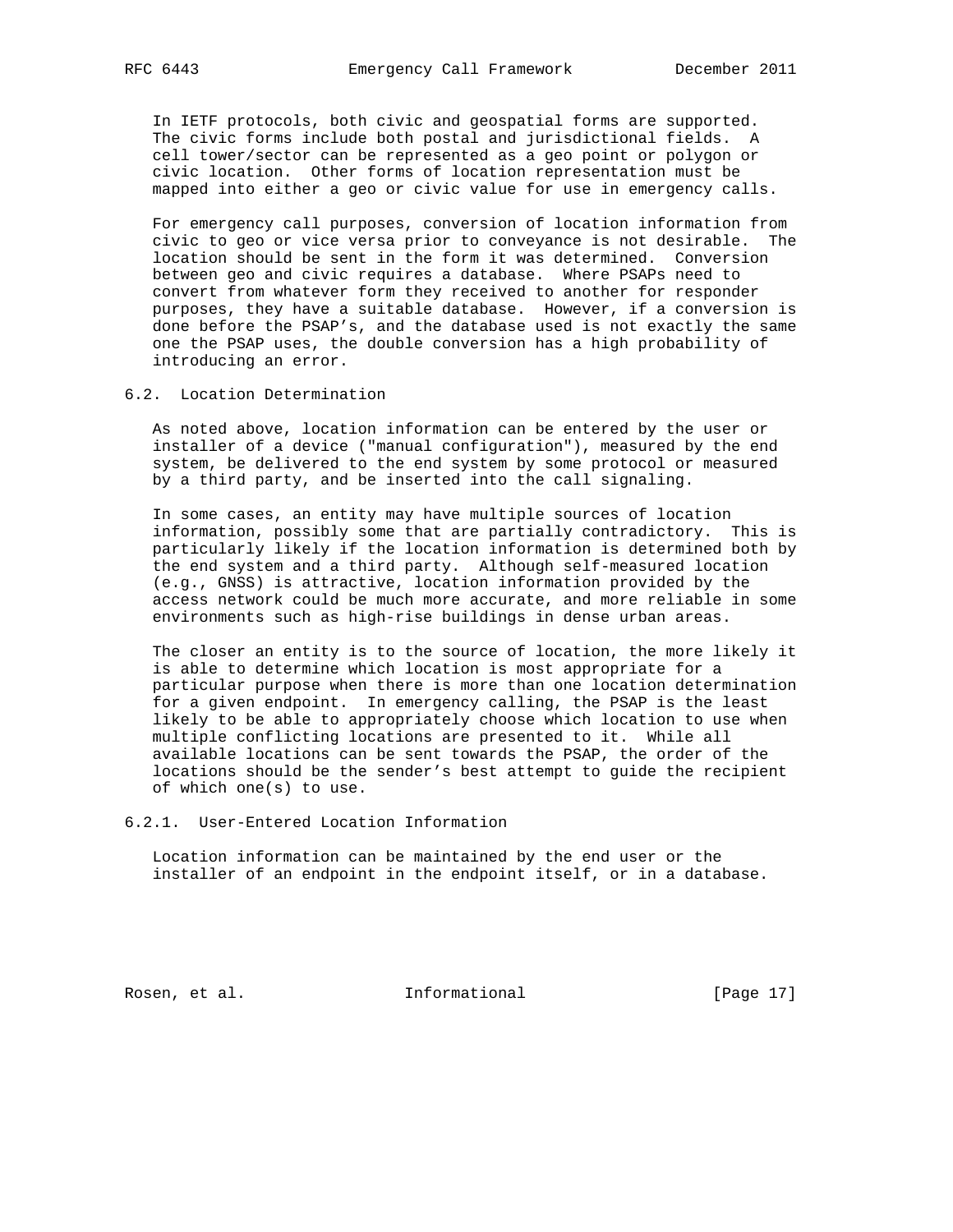In IETF protocols, both civic and geospatial forms are supported. The civic forms include both postal and jurisdictional fields. A cell tower/sector can be represented as a geo point or polygon or civic location. Other forms of location representation must be mapped into either a geo or civic value for use in emergency calls.

For emergency call purposes, conversion of location information from civic to geo or vice versa prior to conveyance is not desirable. The location should be sent in the form it was determined. Conversion between geo and civic requires a database. Where PSAPs need to convert from whatever form they received to another for responder purposes, they have a suitable database. However, if a conversion is done before the PSAP's, and the database used is not exactly the same one the PSAP uses, the double conversion has a high probability of introducing an error.

### 6.2. Location Determination

As noted above, location information can be entered by the user or installer of a device ("manual configuration"), measured by the end system, be delivered to the end system by some protocol or measured by a third party, and be inserted into the call signaling.

In some cases, an entity may have multiple sources of location information, possibly some that are partially contradictory. This is particularly likely if the location information is determined both by the end system and a third party. Although self-measured location (e.g., GNSS) is attractive, location information provided by the access network could be much more accurate, and more reliable in some environments such as high-rise buildings in dense urban areas.

The closer an entity is to the source of location, the more likely it is able to determine which location is most appropriate for a particular purpose when there is more than one location determination for a given endpoint. In emergency calling, the PSAP is the least likely to be able to appropriately choose which location to use when multiple conflicting locations are presented to it. While all available locations can be sent towards the PSAP, the order of the locations should be the sender's best attempt to guide the recipient of which one(s) to use.

#### 6.2.1. User-Entered Location Information

Location information can be maintained by the end user or the installer of an endpoint in the endpoint itself, or in a database.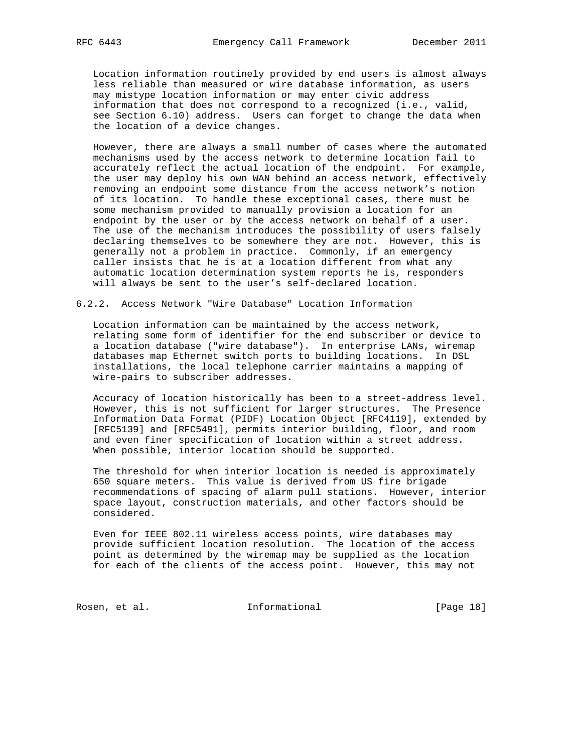Location information routinely provided by end users is almost always less reliable than measured or wire database information, as users may mistype location information or may enter civic address information that does not correspond to a recognized (i.e., valid, see Section 6.10) address. Users can forget to change the data when the location of a device changes.

However, there are always a small number of cases where the automated mechanisms used by the access network to determine location fail to accurately reflect the actual location of the endpoint. For example, the user may deploy his own WAN behind an access network, effectively removing an endpoint some distance from the access network's notion of its location. To handle these exceptional cases, there must be some mechanism provided to manually provision a location for an endpoint by the user or by the access network on behalf of a user. The use of the mechanism introduces the possibility of users falsely declaring themselves to be somewhere they are not. However, this is generally not a problem in practice. Commonly, if an emergency caller insists that he is at a location different from what any automatic location determination system reports he is, responders will always be sent to the user's self-declared location.

### 6.2.2. Access Network "Wire Database" Location Information

Location information can be maintained by the access network, relating some form of identifier for the end subscriber or device to a location database ("wire database"). In enterprise LANs, wiremap databases map Ethernet switch ports to building locations. In DSL installations, the local telephone carrier maintains a mapping of wire-pairs to subscriber addresses.

Accuracy of location historically has been to a street-address level. However, this is not sufficient for larger structures. The Presence Information Data Format (PIDF) Location Object [RFC4119], extended by [RFC5139] and [RFC5491], permits interior building, floor, and room and even finer specification of location within a street address. When possible, interior location should be supported.

The threshold for when interior location is needed is approximately 650 square meters. This value is derived from US fire brigade recommendations of spacing of alarm pull stations. However, interior space layout, construction materials, and other factors should be considered.

Even for IEEE 802.11 wireless access points, wire databases may provide sufficient location resolution. The location of the access point as determined by the wiremap may be supplied as the location for each of the clients of the access point. However, this may not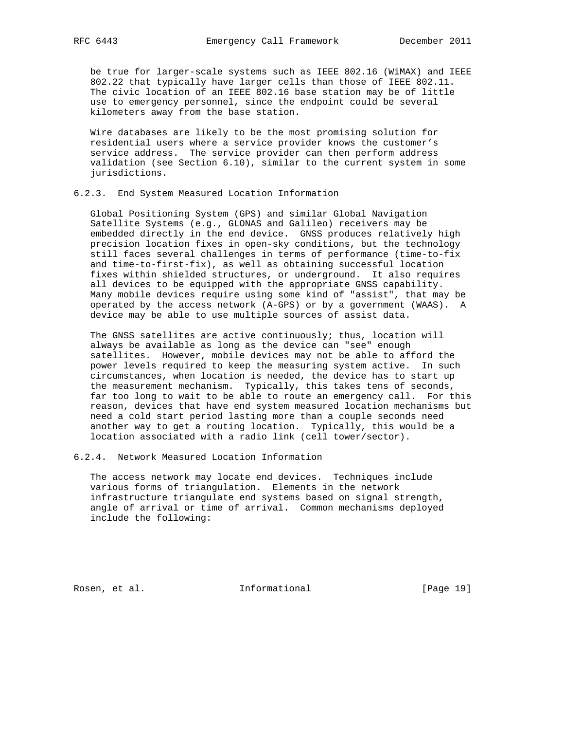be true for larger-scale systems such as IEEE 802.16 (WiMAX) and IEEE 802.22 that typically have larger cells than those of IEEE 802.11. The civic location of an IEEE 802.16 base station may be of little use to emergency personnel, since the endpoint could be several kilometers away from the base station.

Wire databases are likely to be the most promising solution for residential users where a service provider knows the customer's service address. The service provider can then perform address validation (see Section 6.10), similar to the current system in some jurisdictions.

### 6.2.3. End System Measured Location Information

Global Positioning System (GPS) and similar Global Navigation Satellite Systems (e.g., GLONAS and Galileo) receivers may be embedded directly in the end device. GNSS produces relatively high precision location fixes in open-sky conditions, but the technology still faces several challenges in terms of performance (time-to-fix and time-to-first-fix), as well as obtaining successful location fixes within shielded structures, or underground. It also requires all devices to be equipped with the appropriate GNSS capability. Many mobile devices require using some kind of "assist", that may be operated by the access network (A-GPS) or by a government (WAAS). A device may be able to use multiple sources of assist data.

The GNSS satellites are active continuously; thus, location will always be available as long as the device can "see" enough satellites. However, mobile devices may not be able to afford the power levels required to keep the measuring system active. In such circumstances, when location is needed, the device has to start up the measurement mechanism. Typically, this takes tens of seconds, far too long to wait to be able to route an emergency call. For this reason, devices that have end system measured location mechanisms but need a cold start period lasting more than a couple seconds need another way to get a routing location. Typically, this would be a location associated with a radio link (cell tower/sector).

### 6.2.4. Network Measured Location Information

The access network may locate end devices. Techniques include various forms of triangulation. Elements in the network infrastructure triangulate end systems based on signal strength, angle of arrival or time of arrival. Common mechanisms deployed include the following: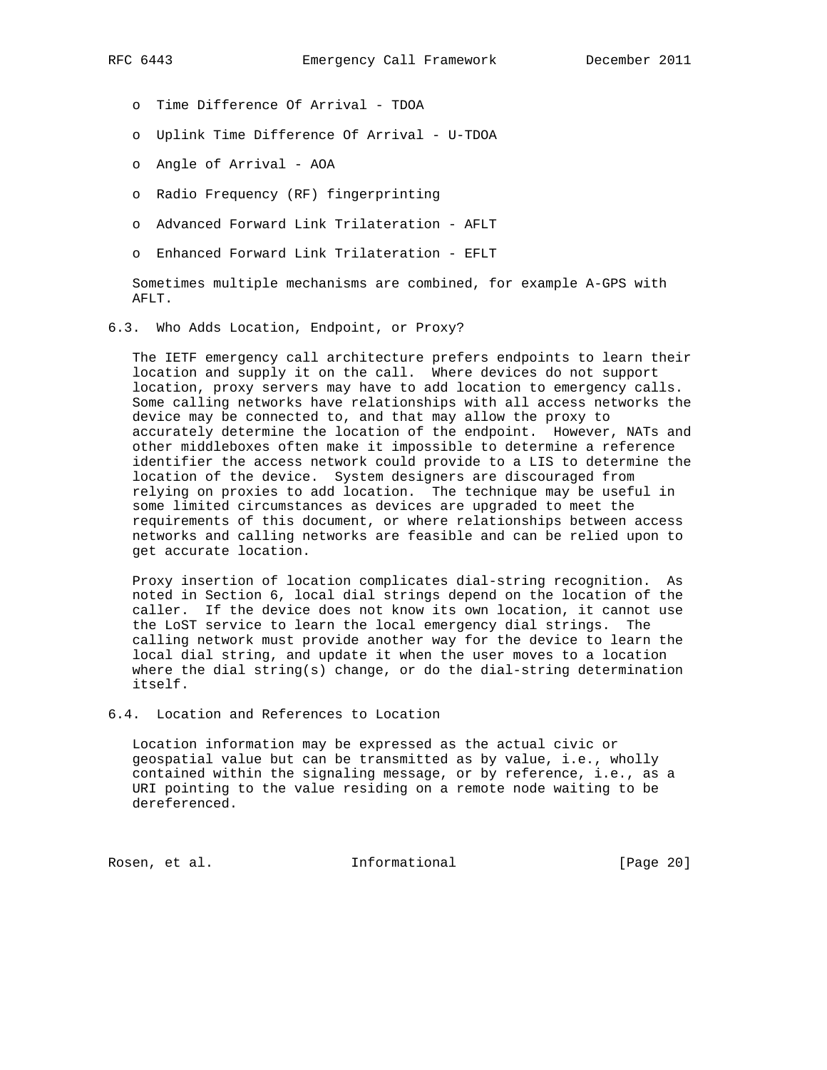- Time Difference Of Arrival - TDOA
- Uplink Time Difference Of Arrival - U-TDOA
- Angle of Arrival - AOA
- Radio Frequency (RF) fingerprinting
- Advanced Forward Link Trilateration - AFLT
- Enhanced Forward Link Trilateration - EFLT

Sometimes multiple mechanisms are combined, for example A-GPS with AFLT.

## 6.3. Who Adds Location, Endpoint, or Proxy?

The IETF emergency call architecture prefers endpoints to learn their location and supply it on the call. Where devices do not support location, proxy servers may have to add location to emergency calls. Some calling networks have relationships with all access networks the device may be connected to, and that may allow the proxy to accurately determine the location of the endpoint. However, NATs and other middleboxes often make it impossible to determine a reference identifier the access network could provide to a LIS to determine the location of the device. System designers are discouraged from relying on proxies to add location. The technique may be useful in some limited circumstances as devices are upgraded to meet the requirements of this document, or where relationships between access networks and calling networks are feasible and can be relied upon to get accurate location.

Proxy insertion of location complicates dial-string recognition. As noted in Section 6, local dial strings depend on the location of the caller. If the device does not know its own location, it cannot use the LoST service to learn the local emergency dial strings. The calling network must provide another way for the device to learn the local dial string, and update it when the user moves to a location where the dial string(s) change, or do the dial-string determination itself.

## 6.4. Location and References to Location

Location information may be expressed as the actual civic or geospatial value but can be transmitted as by value, i.e., wholly contained within the signaling message, or by reference, i.e., as a URI pointing to the value residing on a remote node waiting to be dereferenced.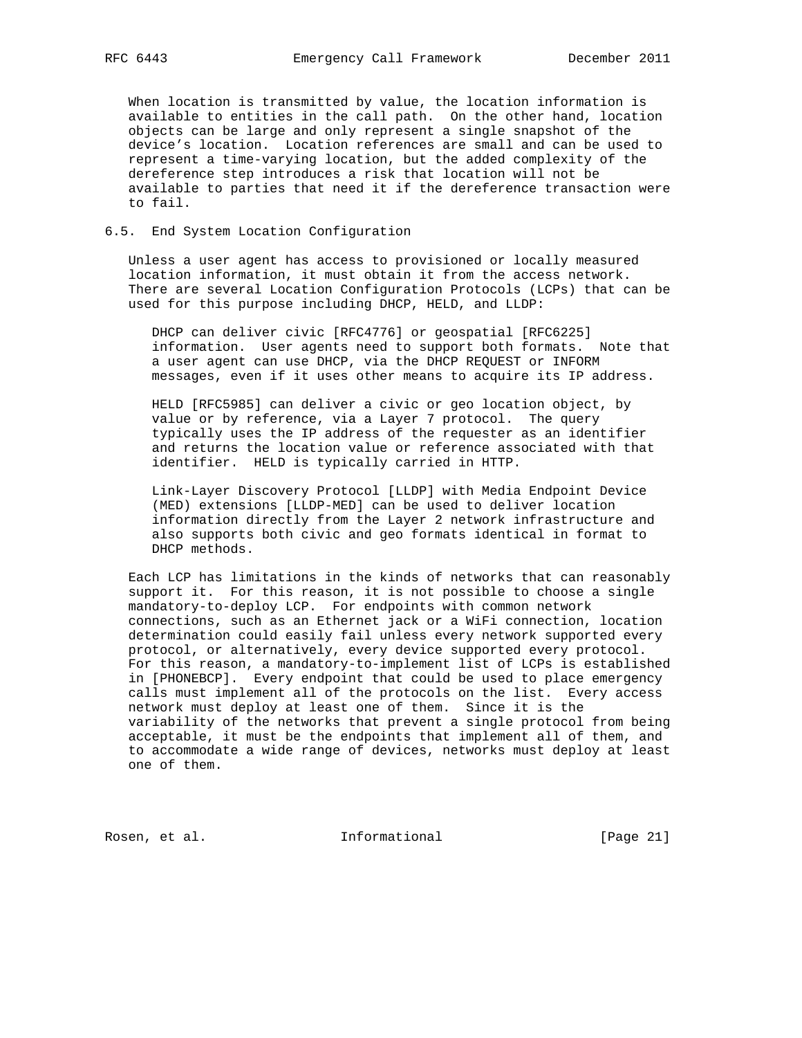When location is transmitted by value, the location information is available to entities in the call path. On the other hand, location objects can be large and only represent a single snapshot of the device's location. Location references are small and can be used to represent a time-varying location, but the added complexity of the dereference step introduces a risk that location will not be available to parties that need it if the dereference transaction were to fail.

## 6.5. End System Location Configuration

Unless a user agent has access to provisioned or locally measured location information, it must obtain it from the access network. There are several Location Configuration Protocols (LCPs) that can be used for this purpose including DHCP, HELD, and LLDP:

DHCP can deliver civic [RFC4776] or geospatial [RFC6225] information. User agents need to support both formats. Note that a user agent can use DHCP, via the DHCP REQUEST or INFORM messages, even if it uses other means to acquire its IP address.

HELD [RFC5985] can deliver a civic or geo location object, by value or by reference, via a Layer 7 protocol. The query typically uses the IP address of the requester as an identifier and returns the location value or reference associated with that identifier. HELD is typically carried in HTTP.

Link-Layer Discovery Protocol [LLDP] with Media Endpoint Device (MED) extensions [LLDP-MED] can be used to deliver location information directly from the Layer 2 network infrastructure and also supports both civic and geo formats identical in format to DHCP methods.

Each LCP has limitations in the kinds of networks that can reasonably support it. For this reason, it is not possible to choose a single mandatory-to-deploy LCP. For endpoints with common network connections, such as an Ethernet jack or a WiFi connection, location determination could easily fail unless every network supported every protocol, or alternatively, every device supported every protocol. For this reason, a mandatory-to-implement list of LCPs is established in [PHONEBCP]. Every endpoint that could be used to place emergency calls must implement all of the protocols on the list. Every access network must deploy at least one of them. Since it is the variability of the networks that prevent a single protocol from being acceptable, it must be the endpoints that implement all of them, and to accommodate a wide range of devices, networks must deploy at least one of them.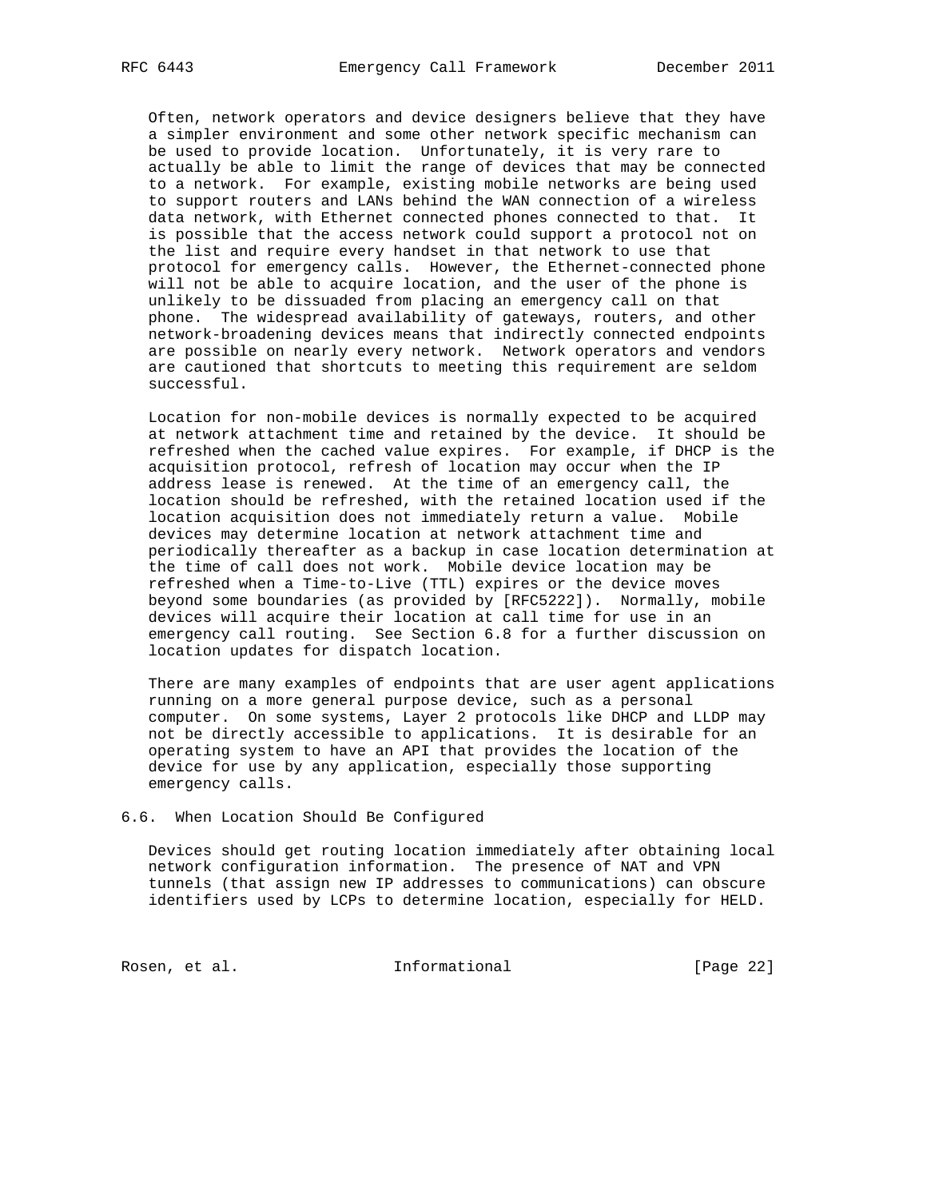Often, network operators and device designers believe that they have a simpler environment and some other network specific mechanism can be used to provide location. Unfortunately, it is very rare to actually be able to limit the range of devices that may be connected to a network. For example, existing mobile networks are being used to support routers and LANs behind the WAN connection of a wireless data network, with Ethernet connected phones connected to that. It is possible that the access network could support a protocol not on the list and require every handset in that network to use that protocol for emergency calls. However, the Ethernet-connected phone will not be able to acquire location, and the user of the phone is unlikely to be dissuaded from placing an emergency call on that phone. The widespread availability of gateways, routers, and other network-broadening devices means that indirectly connected endpoints are possible on nearly every network. Network operators and vendors are cautioned that shortcuts to meeting this requirement are seldom successful.

Location for non-mobile devices is normally expected to be acquired at network attachment time and retained by the device. It should be refreshed when the cached value expires. For example, if DHCP is the acquisition protocol, refresh of location may occur when the IP address lease is renewed. At the time of an emergency call, the location should be refreshed, with the retained location used if the location acquisition does not immediately return a value. Mobile devices may determine location at network attachment time and periodically thereafter as a backup in case location determination at the time of call does not work. Mobile device location may be refreshed when a Time-to-Live (TTL) expires or the device moves beyond some boundaries (as provided by [RFC5222]). Normally, mobile devices will acquire their location at call time for use in an emergency call routing. See Section 6.8 for a further discussion on location updates for dispatch location.

There are many examples of endpoints that are user agent applications running on a more general purpose device, such as a personal computer. On some systems, Layer 2 protocols like DHCP and LLDP may not be directly accessible to applications. It is desirable for an operating system to have an API that provides the location of the device for use by any application, especially those supporting emergency calls.

## 6.6. When Location Should Be Configured

Devices should get routing location immediately after obtaining local network configuration information. The presence of NAT and VPN tunnels (that assign new IP addresses to communications) can obscure identifiers used by LCPs to determine location, especially for HELD.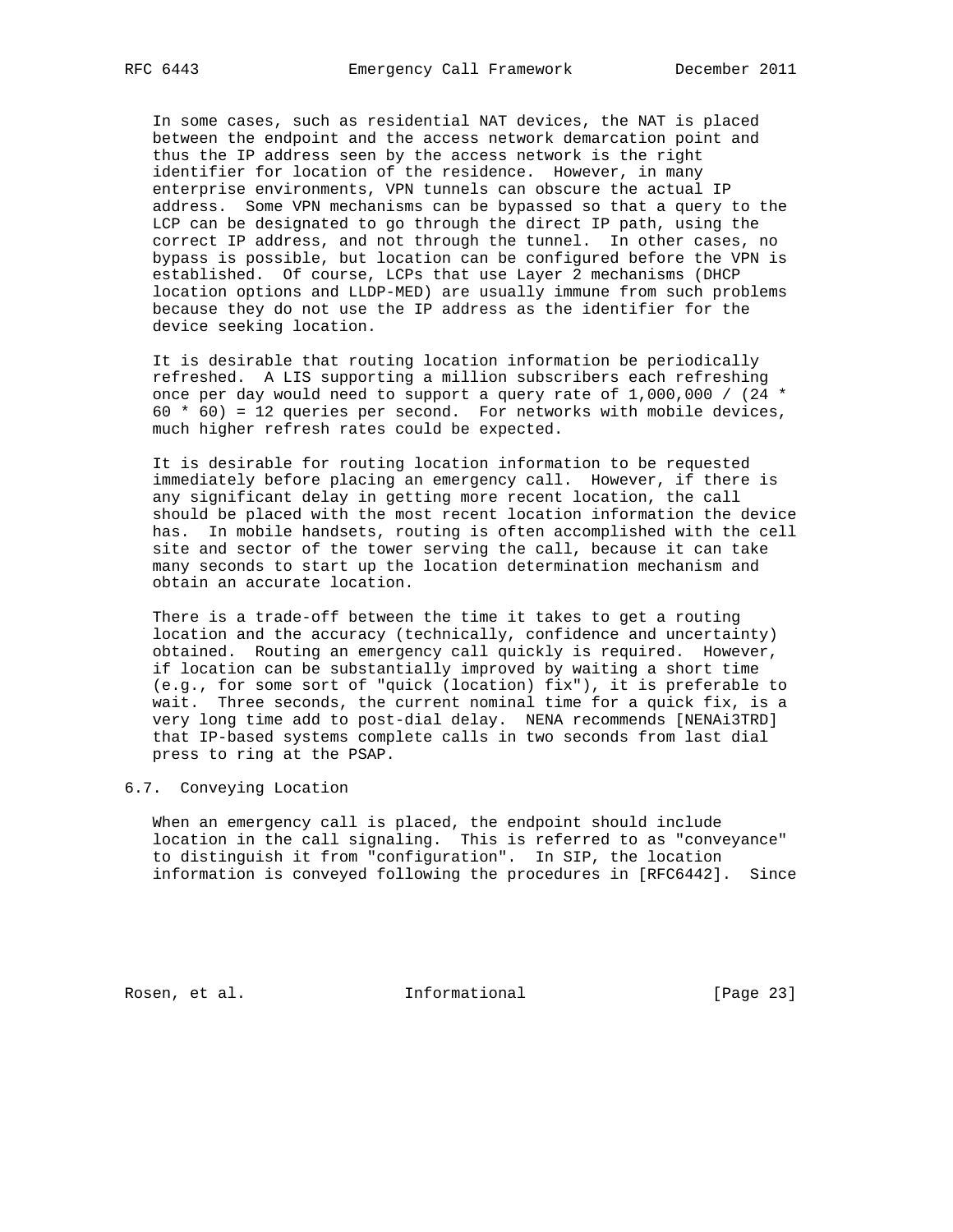In some cases, such as residential NAT devices, the NAT is placed between the endpoint and the access network demarcation point and thus the IP address seen by the access network is the right identifier for location of the residence. However, in many enterprise environments, VPN tunnels can obscure the actual IP address. Some VPN mechanisms can be bypassed so that a query to the LCP can be designated to go through the direct IP path, using the correct IP address, and not through the tunnel. In other cases, no bypass is possible, but location can be configured before the VPN is established. Of course, LCPs that use Layer 2 mechanisms (DHCP location options and LLDP-MED) are usually immune from such problems because they do not use the IP address as the identifier for the device seeking location.

It is desirable that routing location information be periodically refreshed. A LIS supporting a million subscribers each refreshing once per day would need to support a query rate of 1,000,000 / (24 * 60 * 60) = 12 queries per second. For networks with mobile devices, much higher refresh rates could be expected.

It is desirable for routing location information to be requested immediately before placing an emergency call. However, if there is any significant delay in getting more recent location, the call should be placed with the most recent location information the device has. In mobile handsets, routing is often accomplished with the cell site and sector of the tower serving the call, because it can take many seconds to start up the location determination mechanism and obtain an accurate location.

There is a trade-off between the time it takes to get a routing location and the accuracy (technically, confidence and uncertainty) obtained. Routing an emergency call quickly is required. However, if location can be substantially improved by waiting a short time (e.g., for some sort of "quick (location) fix"), it is preferable to wait. Three seconds, the current nominal time for a quick fix, is a very long time add to post-dial delay. NENA recommends [NENAi3TRD] that IP-based systems complete calls in two seconds from last dial press to ring at the PSAP.

## 6.7. Conveying Location

When an emergency call is placed, the endpoint should include location in the call signaling. This is referred to as "conveyance" to distinguish it from "configuration". In SIP, the location information is conveyed following the procedures in [RFC6442]. Since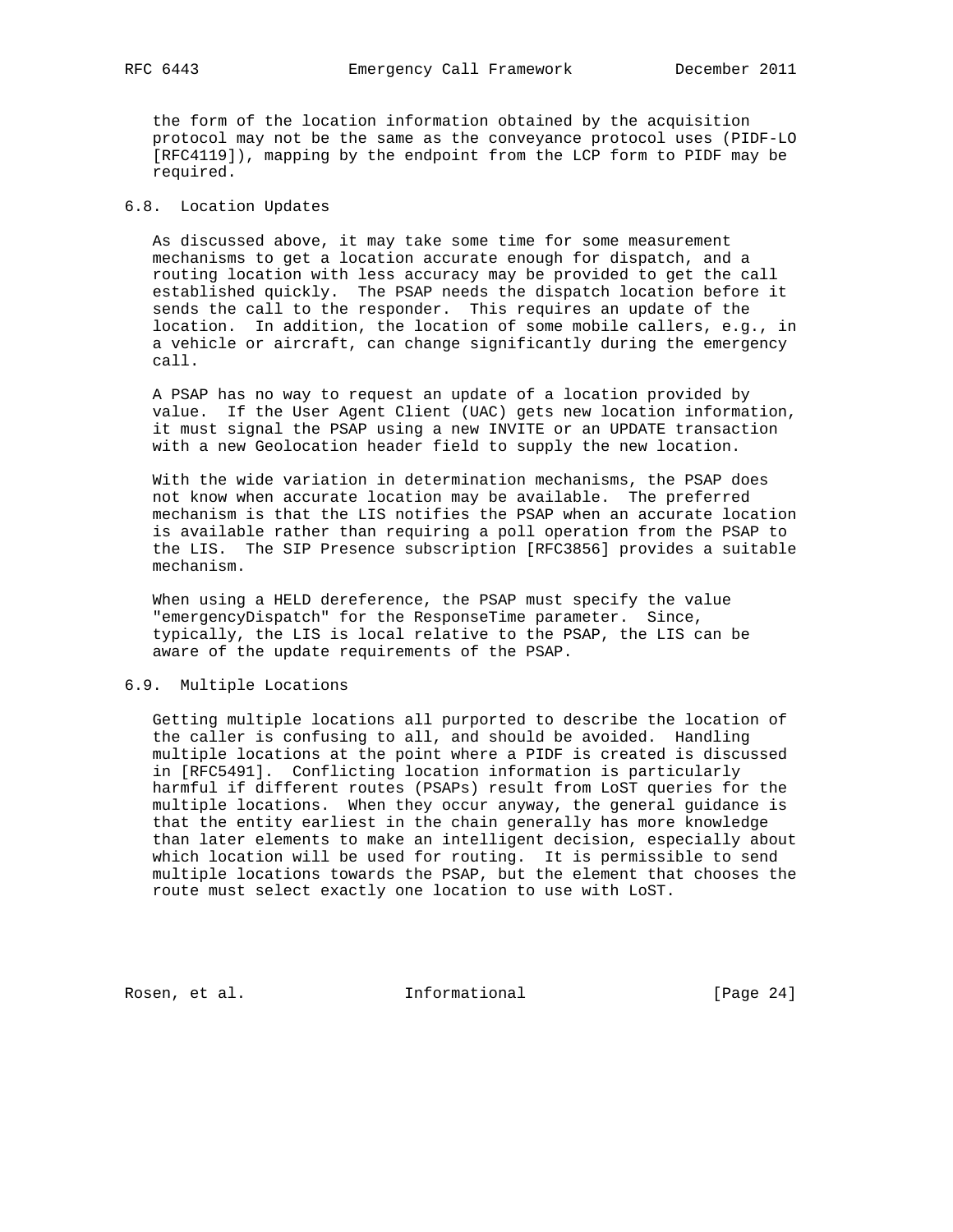the form of the location information obtained by the acquisition protocol may not be the same as the conveyance protocol uses (PIDF-LO [RFC4119]), mapping by the endpoint from the LCP form to PIDF may be required.

### 6.8. Location Updates

As discussed above, it may take some time for some measurement mechanisms to get a location accurate enough for dispatch, and a routing location with less accuracy may be provided to get the call established quickly. The PSAP needs the dispatch location before it sends the call to the responder. This requires an update of the location. In addition, the location of some mobile callers, e.g., in a vehicle or aircraft, can change significantly during the emergency call.

A PSAP has no way to request an update of a location provided by value. If the User Agent Client (UAC) gets new location information, it must signal the PSAP using a new INVITE or an UPDATE transaction with a new Geolocation header field to supply the new location.

With the wide variation in determination mechanisms, the PSAP does not know when accurate location may be available. The preferred mechanism is that the LIS notifies the PSAP when an accurate location is available rather than requiring a poll operation from the PSAP to the LIS. The SIP Presence subscription [RFC3856] provides a suitable mechanism.

When using a HELD dereference, the PSAP must specify the value "emergencyDispatch" for the ResponseTime parameter. Since, typically, the LIS is local relative to the PSAP, the LIS can be aware of the update requirements of the PSAP.

### 6.9. Multiple Locations

Getting multiple locations all purported to describe the location of the caller is confusing to all, and should be avoided. Handling multiple locations at the point where a PIDF is created is discussed in [RFC5491]. Conflicting location information is particularly harmful if different routes (PSAPs) result from LoST queries for the multiple locations. When they occur anyway, the general guidance is that the entity earliest in the chain generally has more knowledge than later elements to make an intelligent decision, especially about which location will be used for routing. It is permissible to send multiple locations towards the PSAP, but the element that chooses the route must select exactly one location to use with LoST.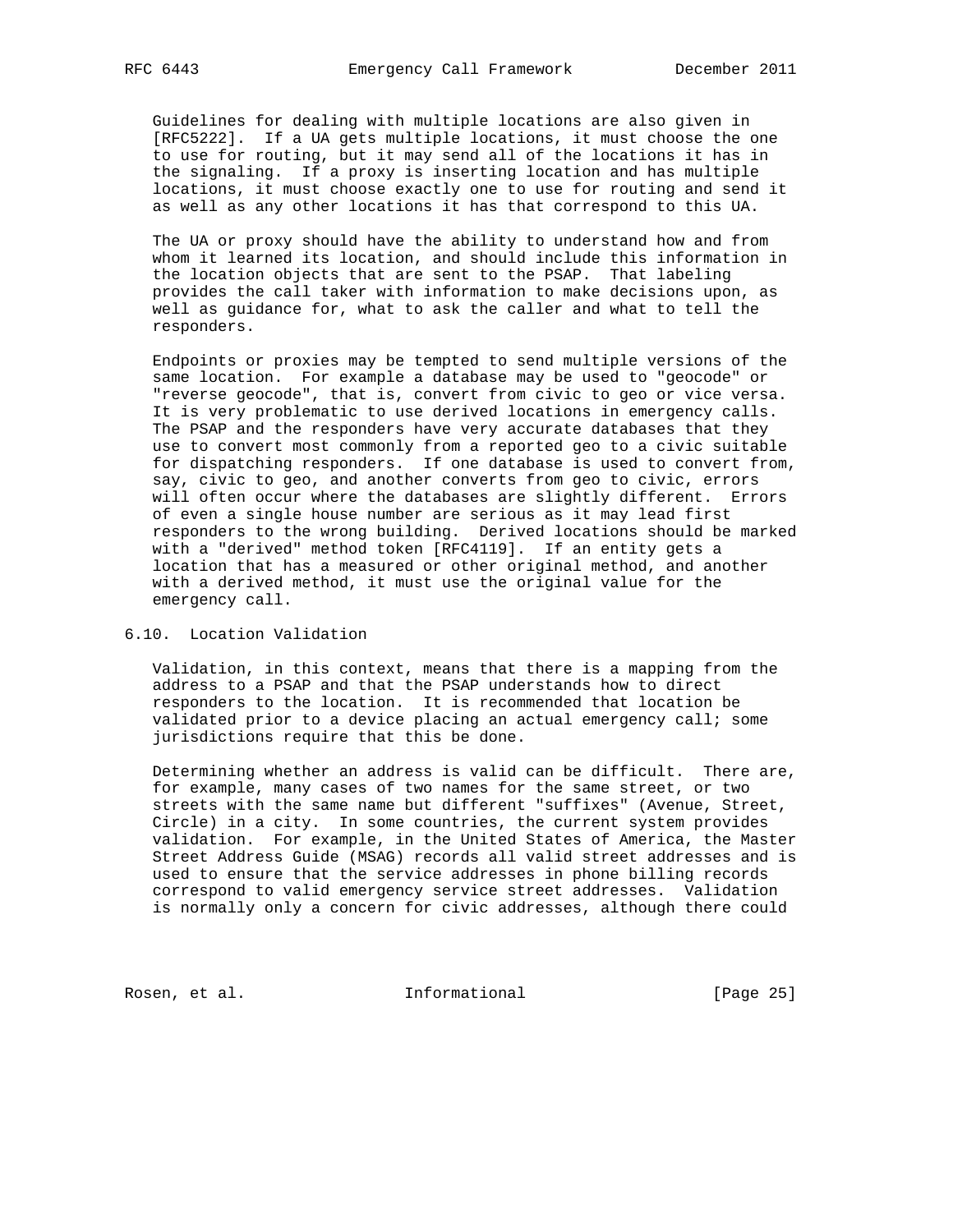Guidelines for dealing with multiple locations are also given in [RFC5222]. If a UA gets multiple locations, it must choose the one to use for routing, but it may send all of the locations it has in the signaling. If a proxy is inserting location and has multiple locations, it must choose exactly one to use for routing and send it as well as any other locations it has that correspond to this UA.

The UA or proxy should have the ability to understand how and from whom it learned its location, and should include this information in the location objects that are sent to the PSAP. That labeling provides the call taker with information to make decisions upon, as well as guidance for, what to ask the caller and what to tell the responders.

Endpoints or proxies may be tempted to send multiple versions of the same location. For example a database may be used to "geocode" or "reverse geocode", that is, convert from civic to geo or vice versa. It is very problematic to use derived locations in emergency calls. The PSAP and the responders have very accurate databases that they use to convert most commonly from a reported geo to a civic suitable for dispatching responders. If one database is used to convert from, say, civic to geo, and another converts from geo to civic, errors will often occur where the databases are slightly different. Errors of even a single house number are serious as it may lead first responders to the wrong building. Derived locations should be marked with a "derived" method token [RFC4119]. If an entity gets a location that has a measured or other original method, and another with a derived method, it must use the original value for the emergency call.

## 6.10. Location Validation

Validation, in this context, means that there is a mapping from the address to a PSAP and that the PSAP understands how to direct responders to the location. It is recommended that location be validated prior to a device placing an actual emergency call; some jurisdictions require that this be done.

Determining whether an address is valid can be difficult. There are, for example, many cases of two names for the same street, or two streets with the same name but different "suffixes" (Avenue, Street, Circle) in a city. In some countries, the current system provides validation. For example, in the United States of America, the Master Street Address Guide (MSAG) records all valid street addresses and is used to ensure that the service addresses in phone billing records correspond to valid emergency service street addresses. Validation is normally only a concern for civic addresses, although there could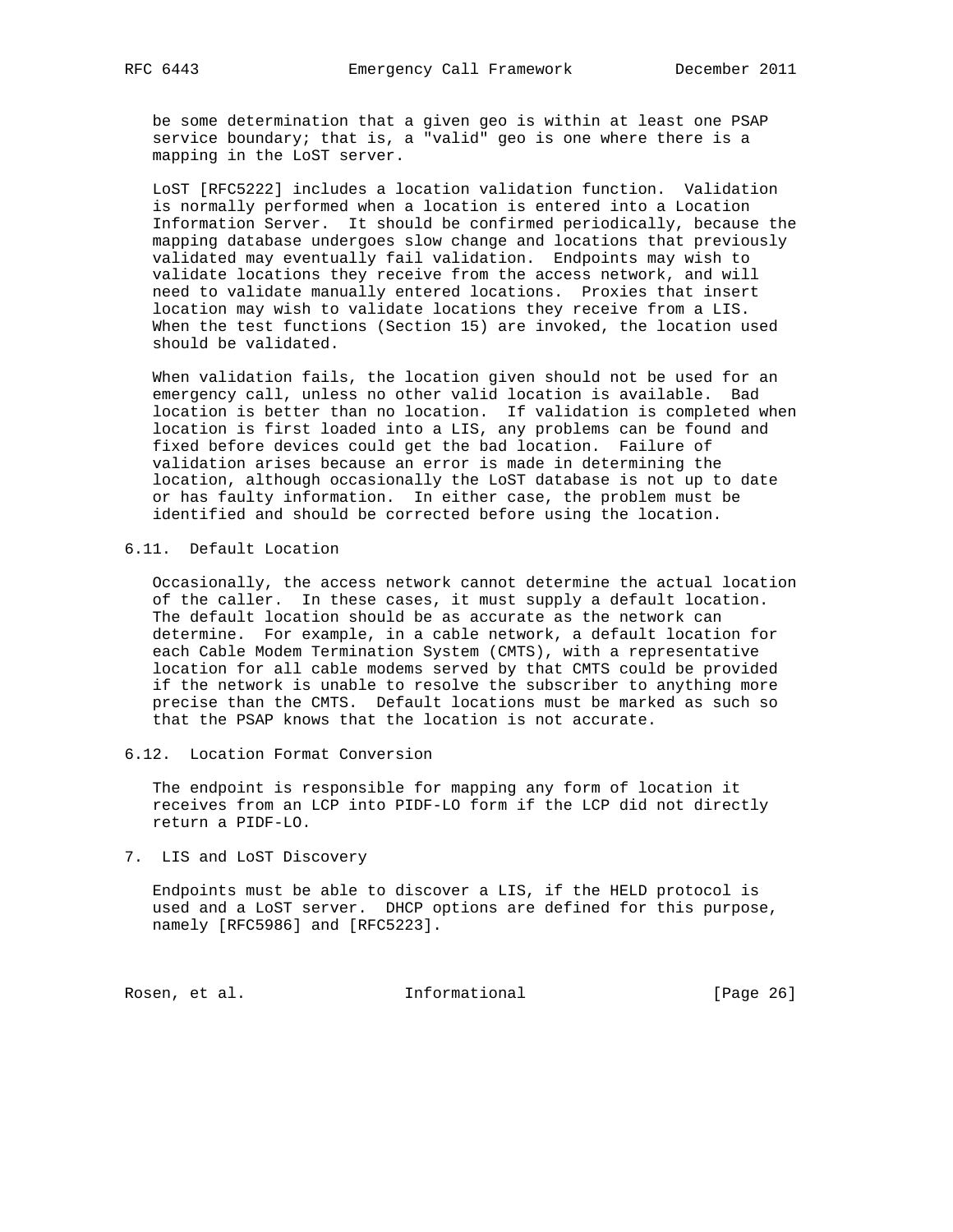be some determination that a given geo is within at least one PSAP service boundary; that is, a "valid" geo is one where there is a mapping in the LoST server.

LoST [RFC5222] includes a location validation function. Validation is normally performed when a location is entered into a Location Information Server. It should be confirmed periodically, because the mapping database undergoes slow change and locations that previously validated may eventually fail validation. Endpoints may wish to validate locations they receive from the access network, and will need to validate manually entered locations. Proxies that insert location may wish to validate locations they receive from a LIS. When the test functions (Section 15) are invoked, the location used should be validated.

When validation fails, the location given should not be used for an emergency call, unless no other valid location is available. Bad location is better than no location. If validation is completed when location is first loaded into a LIS, any problems can be found and fixed before devices could get the bad location. Failure of validation arises because an error is made in determining the location, although occasionally the LoST database is not up to date or has faulty information. In either case, the problem must be identified and should be corrected before using the location.

### 6.11. Default Location

Occasionally, the access network cannot determine the actual location of the caller. In these cases, it must supply a default location. The default location should be as accurate as the network can determine. For example, in a cable network, a default location for each Cable Modem Termination System (CMTS), with a representative location for all cable modems served by that CMTS could be provided if the network is unable to resolve the subscriber to anything more precise than the CMTS. Default locations must be marked as such so that the PSAP knows that the location is not accurate.

### 6.12. Location Format Conversion

The endpoint is responsible for mapping any form of location it receives from an LCP into PIDF-LO form if the LCP did not directly return a PIDF-LO.

## 7. LIS and LoST Discovery

Endpoints must be able to discover a LIS, if the HELD protocol is used and a LoST server. DHCP options are defined for this purpose, namely [RFC5986] and [RFC5223].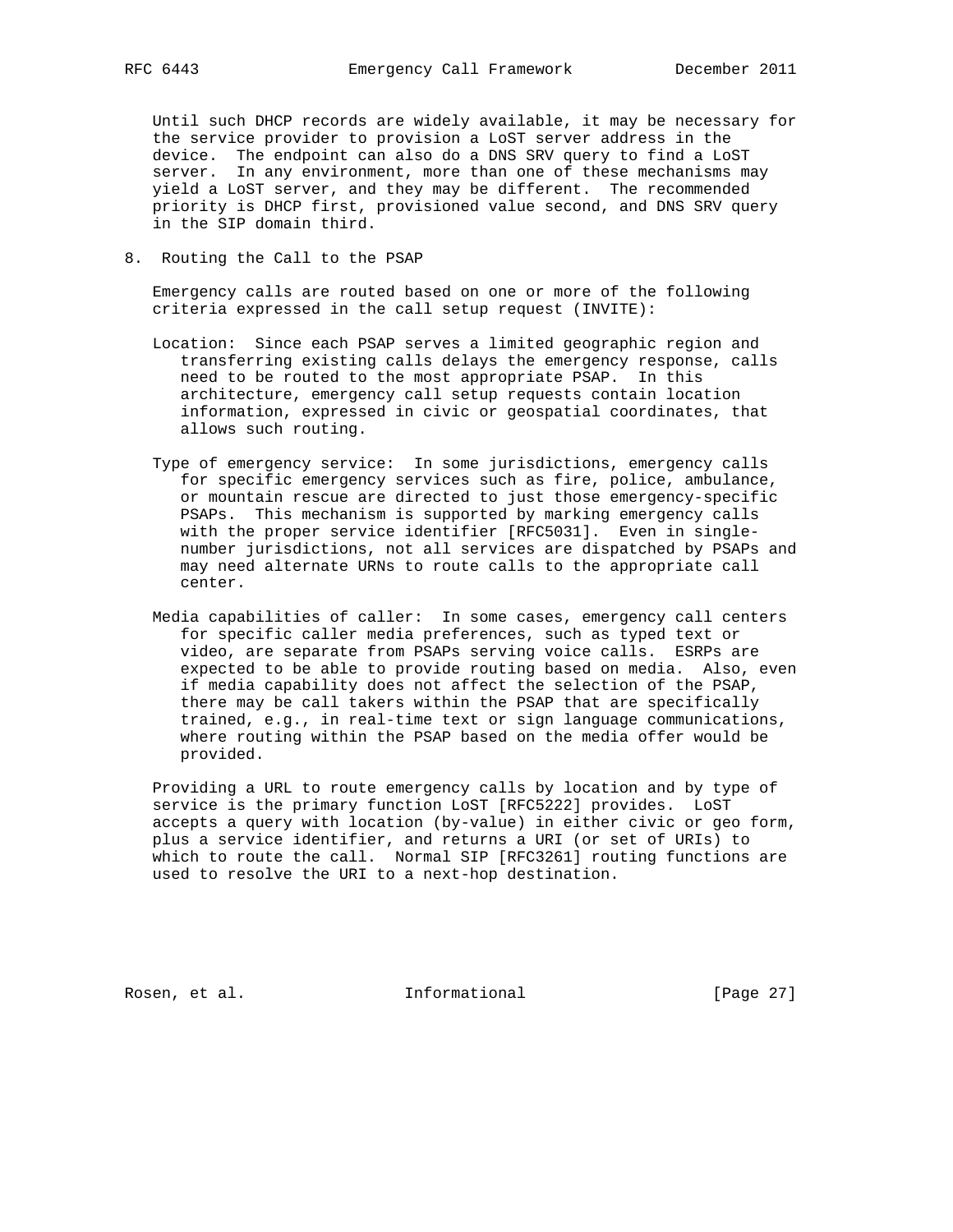Until such DHCP records are widely available, it may be necessary for the service provider to provision a LoST server address in the device. The endpoint can also do a DNS SRV query to find a LoST server. In any environment, more than one of these mechanisms may yield a LoST server, and they may be different. The recommended priority is DHCP first, provisioned value second, and DNS SRV query in the SIP domain third.

## 8. Routing the Call to the PSAP

Emergency calls are routed based on one or more of the following criteria expressed in the call setup request (INVITE):

Location: Since each PSAP serves a limited geographic region and transferring existing calls delays the emergency response, calls need to be routed to the most appropriate PSAP. In this architecture, emergency call setup requests contain location information, expressed in civic or geospatial coordinates, that allows such routing.

Type of emergency service: In some jurisdictions, emergency calls for specific emergency services such as fire, police, ambulance, or mountain rescue are directed to just those emergency-specific PSAPs. This mechanism is supported by marking emergency calls with the proper service identifier [RFC5031]. Even in single-number jurisdictions, not all services are dispatched by PSAPs and may need alternate URNs to route calls to the appropriate call center.

Media capabilities of caller: In some cases, emergency call centers for specific caller media preferences, such as typed text or video, are separate from PSAPs serving voice calls. ESRPs are expected to be able to provide routing based on media. Also, even if media capability does not affect the selection of the PSAP, there may be call takers within the PSAP that are specifically trained, e.g., in real-time text or sign language communications, where routing within the PSAP based on the media offer would be provided.

Providing a URL to route emergency calls by location and by type of service is the primary function LoST [RFC5222] provides. LoST accepts a query with location (by-value) in either civic or geo form, plus a service identifier, and returns a URI (or set of URIs) to which to route the call. Normal SIP [RFC3261] routing functions are used to resolve the URI to a next-hop destination.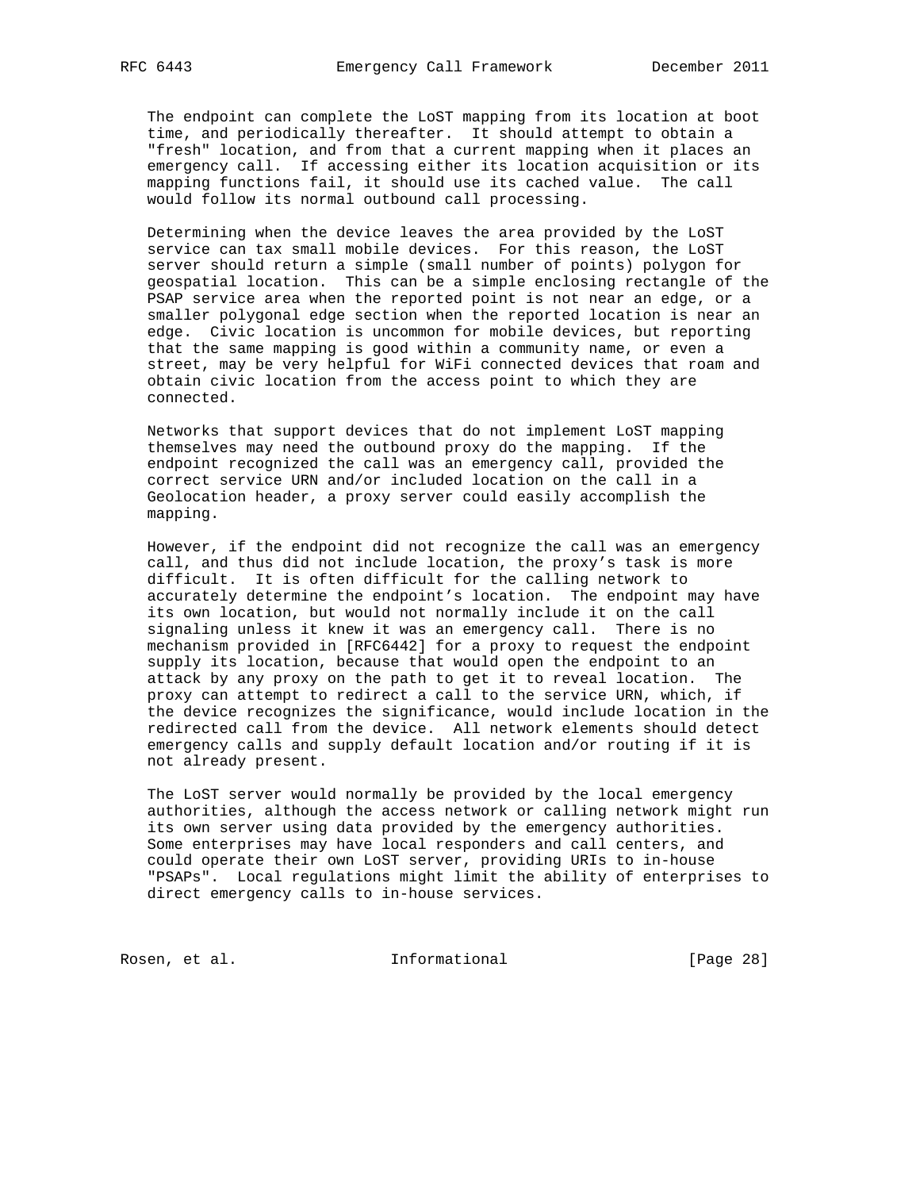The endpoint can complete the LoST mapping from its location at boot time, and periodically thereafter. It should attempt to obtain a "fresh" location, and from that a current mapping when it places an emergency call. If accessing either its location acquisition or its mapping functions fail, it should use its cached value. The call would follow its normal outbound call processing.

Determining when the device leaves the area provided by the LoST service can tax small mobile devices. For this reason, the LoST server should return a simple (small number of points) polygon for geospatial location. This can be a simple enclosing rectangle of the PSAP service area when the reported point is not near an edge, or a smaller polygonal edge section when the reported location is near an edge. Civic location is uncommon for mobile devices, but reporting that the same mapping is good within a community name, or even a street, may be very helpful for WiFi connected devices that roam and obtain civic location from the access point to which they are connected.

Networks that support devices that do not implement LoST mapping themselves may need the outbound proxy do the mapping. If the endpoint recognized the call was an emergency call, provided the correct service URN and/or included location on the call in a Geolocation header, a proxy server could easily accomplish the mapping.

However, if the endpoint did not recognize the call was an emergency call, and thus did not include location, the proxy's task is more difficult. It is often difficult for the calling network to accurately determine the endpoint's location. The endpoint may have its own location, but would not normally include it on the call signaling unless it knew it was an emergency call. There is no mechanism provided in [RFC6442] for a proxy to request the endpoint supply its location, because that would open the endpoint to an attack by any proxy on the path to get it to reveal location. The proxy can attempt to redirect a call to the service URN, which, if the device recognizes the significance, would include location in the redirected call from the device. All network elements should detect emergency calls and supply default location and/or routing if it is not already present.

The LoST server would normally be provided by the local emergency authorities, although the access network or calling network might run its own server using data provided by the emergency authorities. Some enterprises may have local responders and call centers, and could operate their own LoST server, providing URIs to in-house "PSAPs". Local regulations might limit the ability of enterprises to direct emergency calls to in-house services.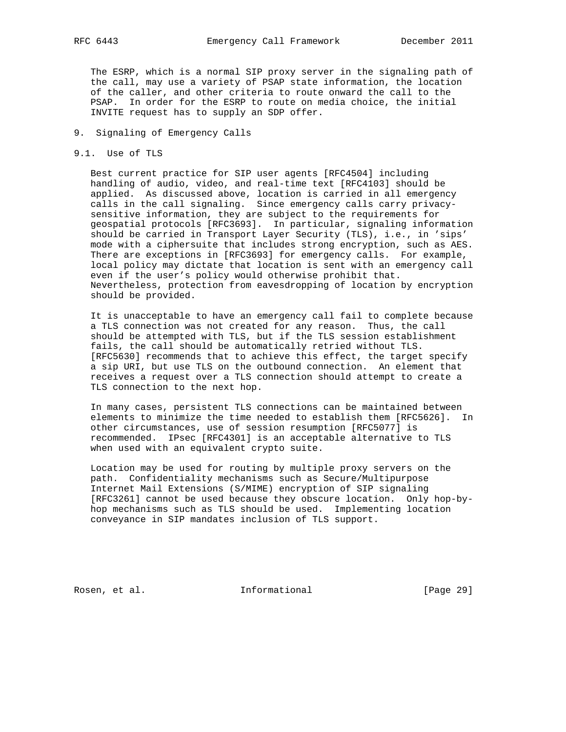The ESRP, which is a normal SIP proxy server in the signaling path of the call, may use a variety of PSAP state information, the location of the caller, and other criteria to route onward the call to the PSAP. In order for the ESRP to route on media choice, the initial INVITE request has to supply an SDP offer.

# 9. Signaling of Emergency Calls

## 9.1. Use of TLS

Best current practice for SIP user agents [RFC4504] including handling of audio, video, and real-time text [RFC4103] should be applied. As discussed above, location is carried in all emergency calls in the call signaling. Since emergency calls carry privacy-sensitive information, they are subject to the requirements for geospatial protocols [RFC3693]. In particular, signaling information should be carried in Transport Layer Security (TLS), i.e., in 'sips' mode with a ciphersuite that includes strong encryption, such as AES. There are exceptions in [RFC3693] for emergency calls. For example, local policy may dictate that location is sent with an emergency call even if the user's policy would otherwise prohibit that. Nevertheless, protection from eavesdropping of location by encryption should be provided.

It is unacceptable to have an emergency call fail to complete because a TLS connection was not created for any reason. Thus, the call should be attempted with TLS, but if the TLS session establishment fails, the call should be automatically retried without TLS. [RFC5630] recommends that to achieve this effect, the target specify a sip URI, but use TLS on the outbound connection. An element that receives a request over a TLS connection should attempt to create a TLS connection to the next hop.

In many cases, persistent TLS connections can be maintained between elements to minimize the time needed to establish them [RFC5626]. In other circumstances, use of session resumption [RFC5077] is recommended. IPsec [RFC4301] is an acceptable alternative to TLS when used with an equivalent crypto suite.

Location may be used for routing by multiple proxy servers on the path. Confidentiality mechanisms such as Secure/Multipurpose Internet Mail Extensions (S/MIME) encryption of SIP signaling [RFC3261] cannot be used because they obscure location. Only hop-by-hop mechanisms such as TLS should be used. Implementing location conveyance in SIP mandates inclusion of TLS support.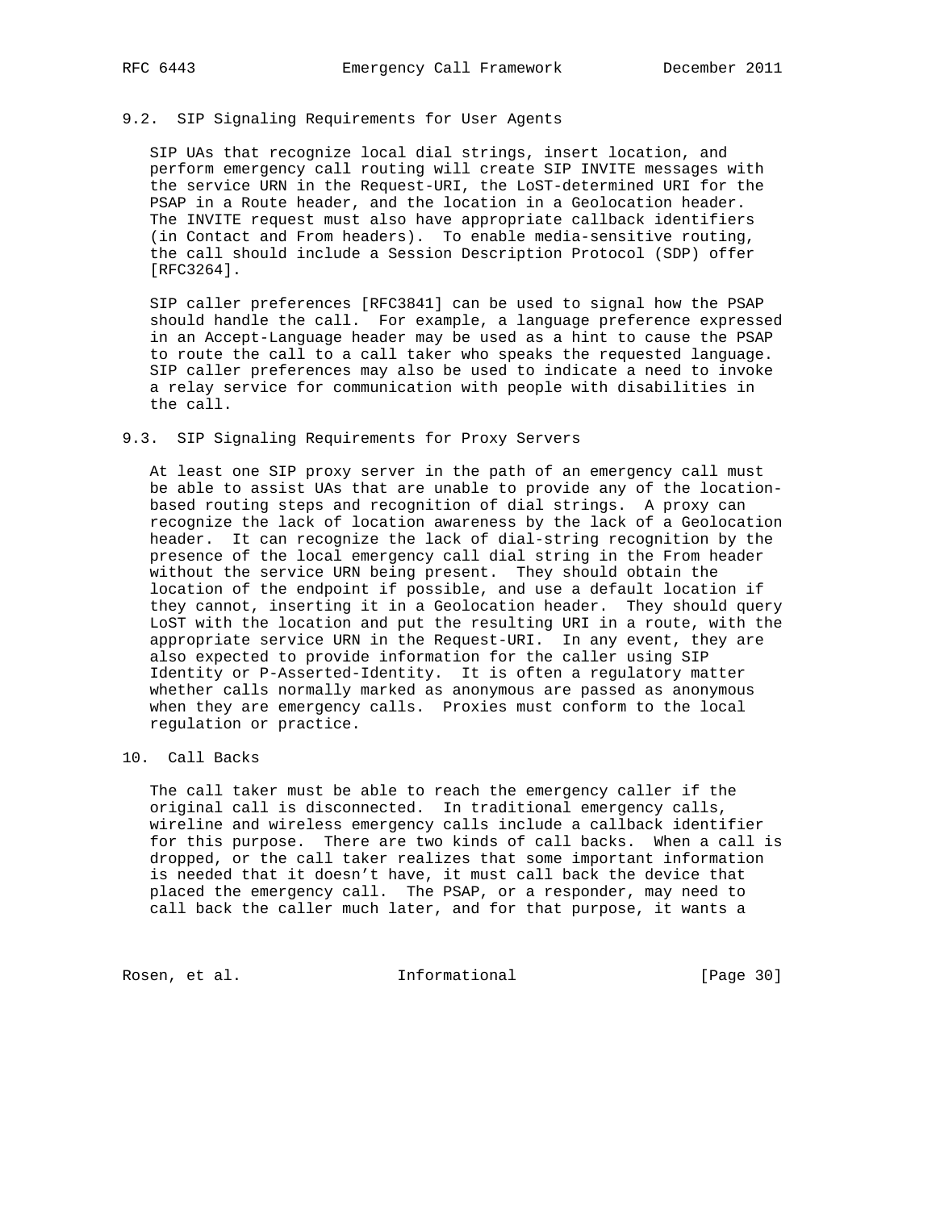### 9.2. SIP Signaling Requirements for User Agents

SIP UAs that recognize local dial strings, insert location, and perform emergency call routing will create SIP INVITE messages with the service URN in the Request-URI, the LoST-determined URI for the PSAP in a Route header, and the location in a Geolocation header. The INVITE request must also have appropriate callback identifiers (in Contact and From headers). To enable media-sensitive routing, the call should include a Session Description Protocol (SDP) offer [RFC3264].

SIP caller preferences [RFC3841] can be used to signal how the PSAP should handle the call. For example, a language preference expressed in an Accept-Language header may be used as a hint to cause the PSAP to route the call to a call taker who speaks the requested language. SIP caller preferences may also be used to indicate a need to invoke a relay service for communication with people with disabilities in the call.

### 9.3. SIP Signaling Requirements for Proxy Servers

At least one SIP proxy server in the path of an emergency call must be able to assist UAs that are unable to provide any of the location-based routing steps and recognition of dial strings. A proxy can recognize the lack of location awareness by the lack of a Geolocation header. It can recognize the lack of dial-string recognition by the presence of the local emergency call dial string in the From header without the service URN being present. They should obtain the location of the endpoint if possible, and use a default location if they cannot, inserting it in a Geolocation header. They should query LoST with the location and put the resulting URI in a route, with the appropriate service URN in the Request-URI. In any event, they are also expected to provide information for the caller using SIP Identity or P-Asserted-Identity. It is often a regulatory matter whether calls normally marked as anonymous are passed as anonymous when they are emergency calls. Proxies must conform to the local regulation or practice.

## 10. Call Backs

The call taker must be able to reach the emergency caller if the original call is disconnected. In traditional emergency calls, wireline and wireless emergency calls include a callback identifier for this purpose. There are two kinds of call backs. When a call is dropped, or the call taker realizes that some important information is needed that it doesn't have, it must call back the device that placed the emergency call. The PSAP, or a responder, may need to call back the caller much later, and for that purpose, it wants a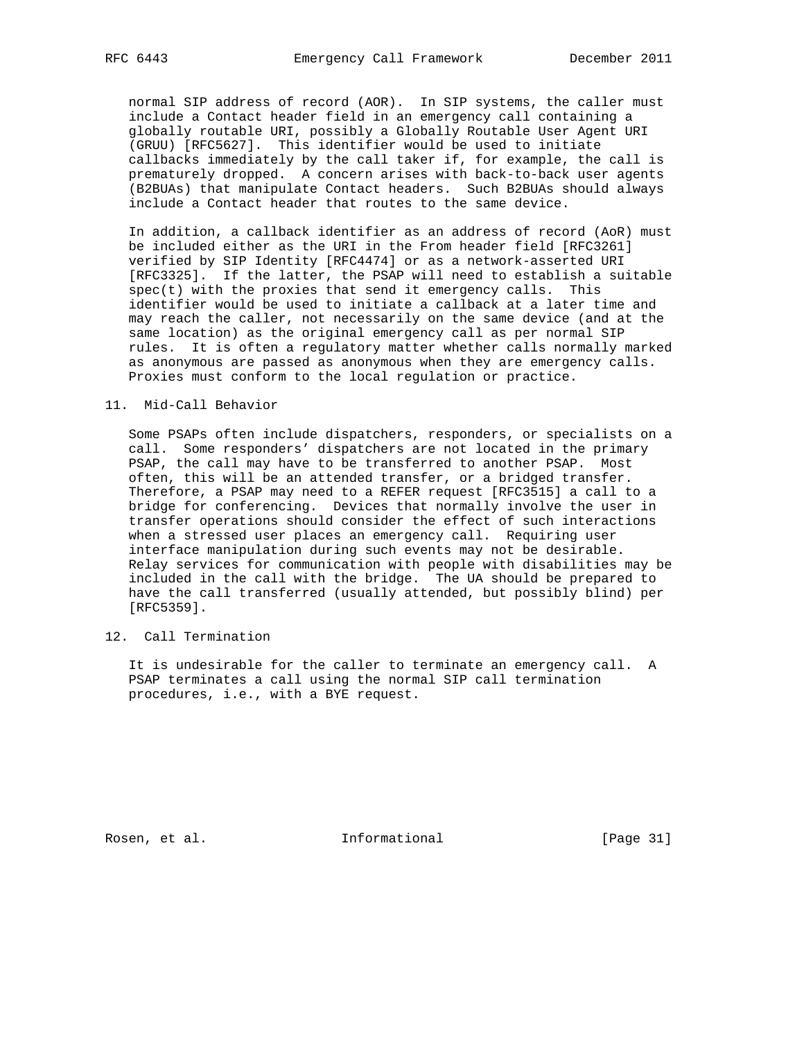normal SIP address of record (AOR). In SIP systems, the caller must include a Contact header field in an emergency call containing a globally routable URI, possibly a Globally Routable User Agent URI (GRUU) [RFC5627]. This identifier would be used to initiate callbacks immediately by the call taker if, for example, the call is prematurely dropped. A concern arises with back-to-back user agents (B2BUAs) that manipulate Contact headers. Such B2BUAs should always include a Contact header that routes to the same device.

In addition, a callback identifier as an address of record (AoR) must be included either as the URI in the From header field [RFC3261] verified by SIP Identity [RFC4474] or as a network-asserted URI [RFC3325]. If the latter, the PSAP will need to establish a suitable spec(t) with the proxies that send it emergency calls. This identifier would be used to initiate a callback at a later time and may reach the caller, not necessarily on the same device (and at the same location) as the original emergency call as per normal SIP rules. It is often a regulatory matter whether calls normally marked as anonymous are passed as anonymous when they are emergency calls. Proxies must conform to the local regulation or practice.

## 11. Mid-Call Behavior

Some PSAPs often include dispatchers, responders, or specialists on a call. Some responders' dispatchers are not located in the primary PSAP, the call may have to be transferred to another PSAP. Most often, this will be an attended transfer, or a bridged transfer. Therefore, a PSAP may need to a REFER request [RFC3515] a call to a bridge for conferencing. Devices that normally involve the user in transfer operations should consider the effect of such interactions when a stressed user places an emergency call. Requiring user interface manipulation during such events may not be desirable. Relay services for communication with people with disabilities may be included in the call with the bridge. The UA should be prepared to have the call transferred (usually attended, but possibly blind) per [RFC5359].

## 12. Call Termination

It is undesirable for the caller to terminate an emergency call. A PSAP terminates a call using the normal SIP call termination procedures, i.e., with a BYE request.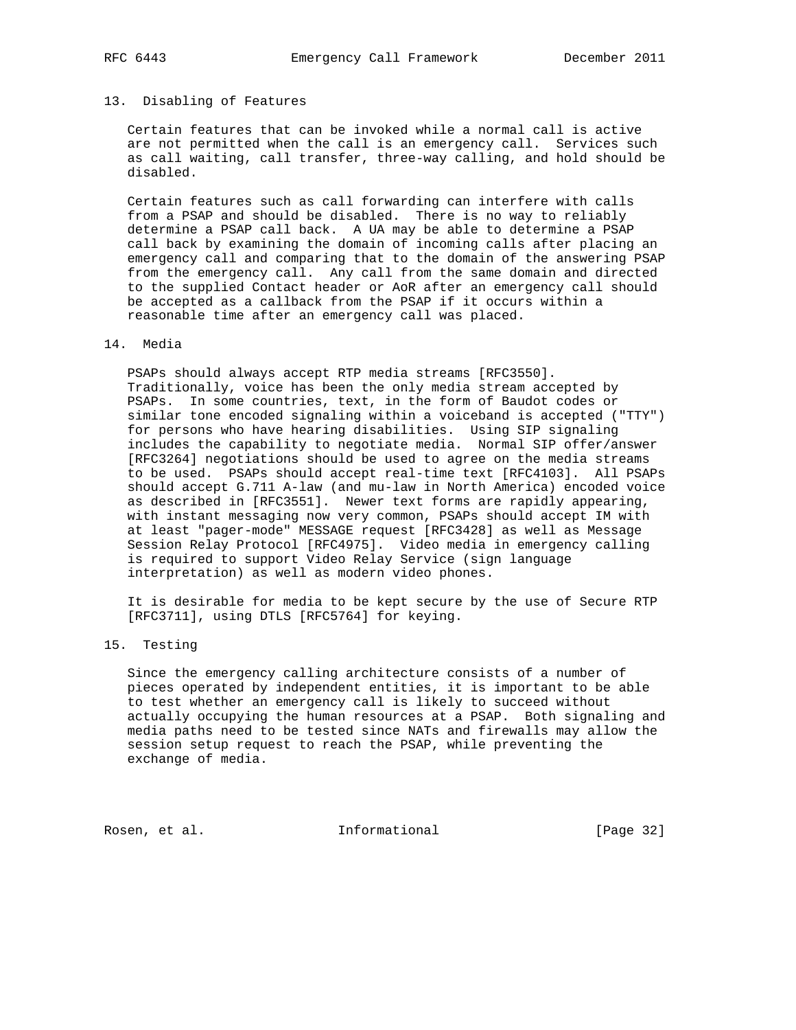## 13. Disabling of Features

Certain features that can be invoked while a normal call is active are not permitted when the call is an emergency call. Services such as call waiting, call transfer, three-way calling, and hold should be disabled.

Certain features such as call forwarding can interfere with calls from a PSAP and should be disabled. There is no way to reliably determine a PSAP call back. A UA may be able to determine a PSAP call back by examining the domain of incoming calls after placing an emergency call and comparing that to the domain of the answering PSAP from the emergency call. Any call from the same domain and directed to the supplied Contact header or AoR after an emergency call should be accepted as a callback from the PSAP if it occurs within a reasonable time after an emergency call was placed.

## 14. Media

PSAPs should always accept RTP media streams [RFC3550]. Traditionally, voice has been the only media stream accepted by PSAPs. In some countries, text, in the form of Baudot codes or similar tone encoded signaling within a voiceband is accepted ("TTY") for persons who have hearing disabilities. Using SIP signaling includes the capability to negotiate media. Normal SIP offer/answer [RFC3264] negotiations should be used to agree on the media streams to be used. PSAPs should accept real-time text [RFC4103]. All PSAPs should accept G.711 A-law (and mu-law in North America) encoded voice as described in [RFC3551]. Newer text forms are rapidly appearing, with instant messaging now very common, PSAPs should accept IM with at least "pager-mode" MESSAGE request [RFC3428] as well as Message Session Relay Protocol [RFC4975]. Video media in emergency calling is required to support Video Relay Service (sign language interpretation) as well as modern video phones.

It is desirable for media to be kept secure by the use of Secure RTP [RFC3711], using DTLS [RFC5764] for keying.

## 15. Testing

Since the emergency calling architecture consists of a number of pieces operated by independent entities, it is important to be able to test whether an emergency call is likely to succeed without actually occupying the human resources at a PSAP. Both signaling and media paths need to be tested since NATs and firewalls may allow the session setup request to reach the PSAP, while preventing the exchange of media.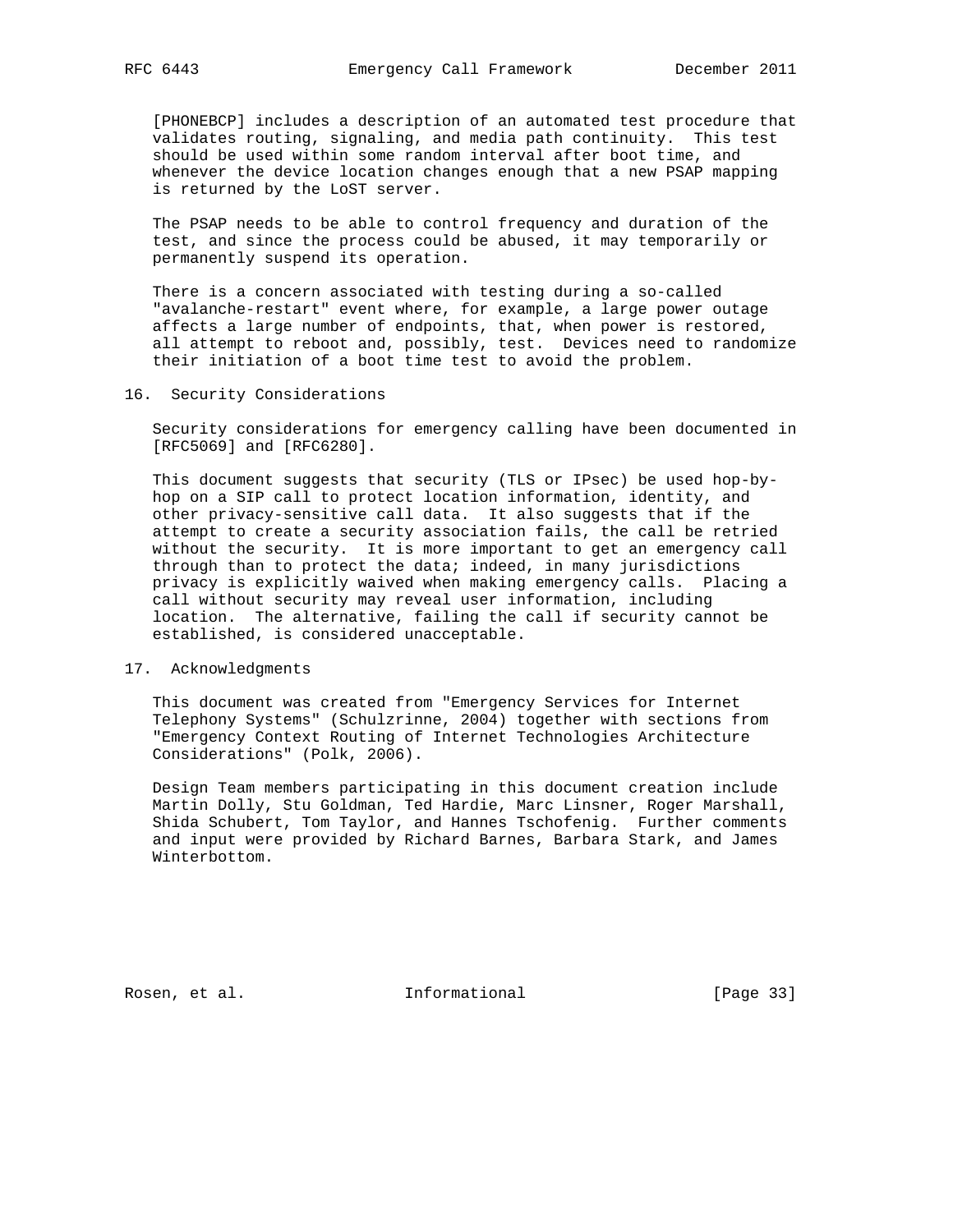[PHONEBCP] includes a description of an automated test procedure that validates routing, signaling, and media path continuity. This test should be used within some random interval after boot time, and whenever the device location changes enough that a new PSAP mapping is returned by the LoST server.

The PSAP needs to be able to control frequency and duration of the test, and since the process could be abused, it may temporarily or permanently suspend its operation.

There is a concern associated with testing during a so-called "avalanche-restart" event where, for example, a large power outage affects a large number of endpoints, that, when power is restored, all attempt to reboot and, possibly, test. Devices need to randomize their initiation of a boot time test to avoid the problem.

## 16. Security Considerations

Security considerations for emergency calling have been documented in [RFC5069] and [RFC6280].

This document suggests that security (TLS or IPsec) be used hop-by-hop on a SIP call to protect location information, identity, and other privacy-sensitive call data. It also suggests that if the attempt to create a security association fails, the call be retried without the security. It is more important to get an emergency call through than to protect the data; indeed, in many jurisdictions privacy is explicitly waived when making emergency calls. Placing a call without security may reveal user information, including location. The alternative, failing the call if security cannot be established, is considered unacceptable.

## 17. Acknowledgments

This document was created from "Emergency Services for Internet Telephony Systems" (Schulzrinne, 2004) together with sections from "Emergency Context Routing of Internet Technologies Architecture Considerations" (Polk, 2006).

Design Team members participating in this document creation include Martin Dolly, Stu Goldman, Ted Hardie, Marc Linsner, Roger Marshall, Shida Schubert, Tom Taylor, and Hannes Tschofenig. Further comments and input were provided by Richard Barnes, Barbara Stark, and James Winterbottom.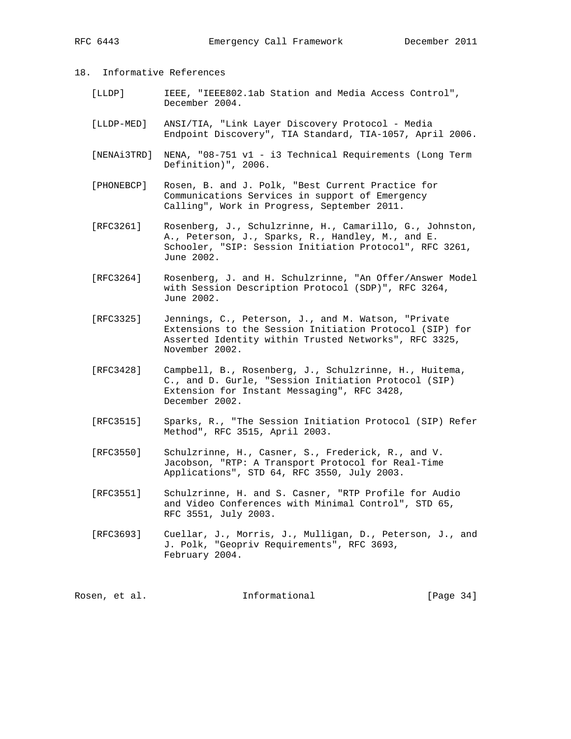## 18. Informative References

[LLDP] IEEE, "IEEE802.1ab Station and Media Access Control", December 2004.

[LLDP-MED] ANSI/TIA, "Link Layer Discovery Protocol - Media Endpoint Discovery", TIA Standard, TIA-1057, April 2006.

[NENAi3TRD] NENA, "08-751 v1 - i3 Technical Requirements (Long Term Definition)", 2006.

[PHONEBCP] Rosen, B. and J. Polk, "Best Current Practice for Communications Services in support of Emergency Calling", Work in Progress, September 2011.

[RFC3261] Rosenberg, J., Schulzrinne, H., Camarillo, G., Johnston, A., Peterson, J., Sparks, R., Handley, M., and E. Schooler, "SIP: Session Initiation Protocol", RFC 3261, June 2002.

[RFC3264] Rosenberg, J. and H. Schulzrinne, "An Offer/Answer Model with Session Description Protocol (SDP)", RFC 3264, June 2002.

[RFC3325] Jennings, C., Peterson, J., and M. Watson, "Private Extensions to the Session Initiation Protocol (SIP) for Asserted Identity within Trusted Networks", RFC 3325, November 2002.

[RFC3428] Campbell, B., Rosenberg, J., Schulzrinne, H., Huitema, C., and D. Gurle, "Session Initiation Protocol (SIP) Extension for Instant Messaging", RFC 3428, December 2002.

[RFC3515] Sparks, R., "The Session Initiation Protocol (SIP) Refer Method", RFC 3515, April 2003.

[RFC3550] Schulzrinne, H., Casner, S., Frederick, R., and V. Jacobson, "RTP: A Transport Protocol for Real-Time Applications", STD 64, RFC 3550, July 2003.

[RFC3551] Schulzrinne, H. and S. Casner, "RTP Profile for Audio and Video Conferences with Minimal Control", STD 65, RFC 3551, July 2003.

[RFC3693] Cuellar, J., Morris, J., Mulligan, D., Peterson, J., and J. Polk, "Geopriv Requirements", RFC 3693, February 2004.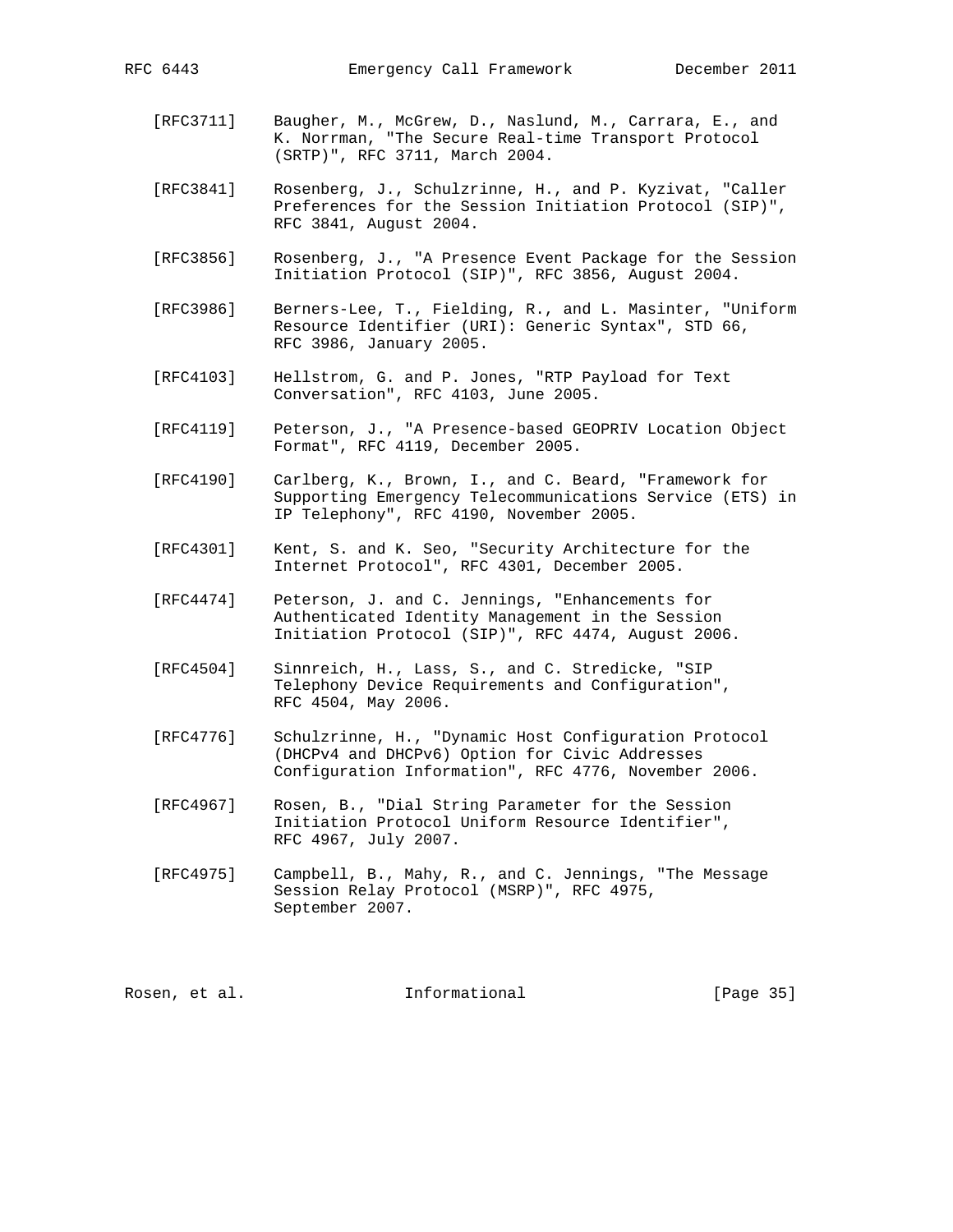[RFC3711] Baugher, M., McGrew, D., Naslund, M., Carrara, E., and K. Norrman, "The Secure Real-time Transport Protocol (SRTP)", RFC 3711, March 2004.

[RFC3841] Rosenberg, J., Schulzrinne, H., and P. Kyzivat, "Caller Preferences for the Session Initiation Protocol (SIP)", RFC 3841, August 2004.

[RFC3856] Rosenberg, J., "A Presence Event Package for the Session Initiation Protocol (SIP)", RFC 3856, August 2004.

[RFC3986] Berners-Lee, T., Fielding, R., and L. Masinter, "Uniform Resource Identifier (URI): Generic Syntax", STD 66, RFC 3986, January 2005.

[RFC4103] Hellstrom, G. and P. Jones, "RTP Payload for Text Conversation", RFC 4103, June 2005.

[RFC4119] Peterson, J., "A Presence-based GEOPRIV Location Object Format", RFC 4119, December 2005.

[RFC4190] Carlberg, K., Brown, I., and C. Beard, "Framework for Supporting Emergency Telecommunications Service (ETS) in IP Telephony", RFC 4190, November 2005.

[RFC4301] Kent, S. and K. Seo, "Security Architecture for the Internet Protocol", RFC 4301, December 2005.

[RFC4474] Peterson, J. and C. Jennings, "Enhancements for Authenticated Identity Management in the Session Initiation Protocol (SIP)", RFC 4474, August 2006.

[RFC4504] Sinnreich, H., Lass, S., and C. Stredicke, "SIP Telephony Device Requirements and Configuration", RFC 4504, May 2006.

[RFC4776] Schulzrinne, H., "Dynamic Host Configuration Protocol (DHCPv4 and DHCPv6) Option for Civic Addresses Configuration Information", RFC 4776, November 2006.

[RFC4967] Rosen, B., "Dial String Parameter for the Session Initiation Protocol Uniform Resource Identifier", RFC 4967, July 2007.

[RFC4975] Campbell, B., Mahy, R., and C. Jennings, "The Message Session Relay Protocol (MSRP)", RFC 4975, September 2007.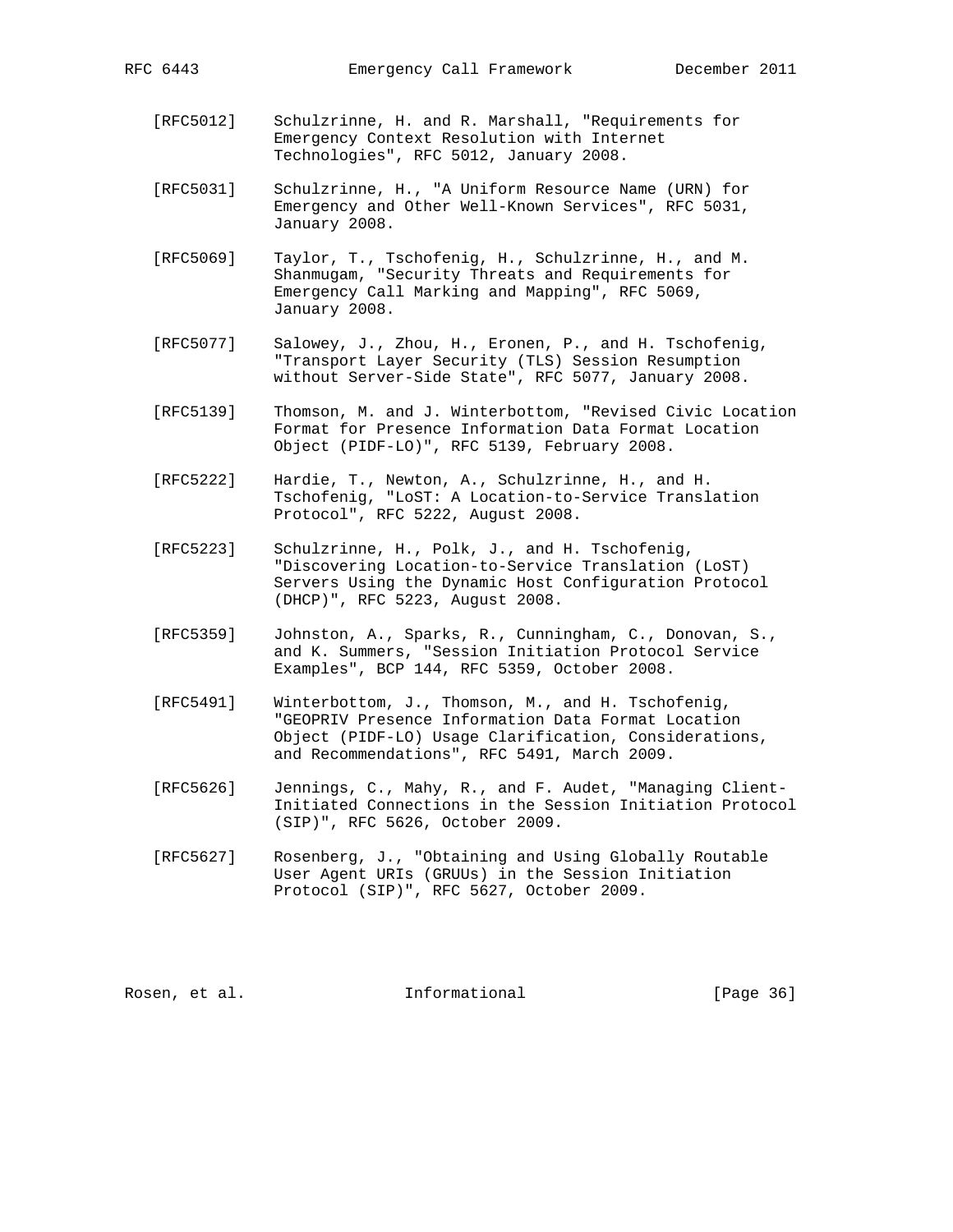[RFC5012] Schulzrinne, H. and R. Marshall, "Requirements for Emergency Context Resolution with Internet Technologies", RFC 5012, January 2008.

[RFC5031] Schulzrinne, H., "A Uniform Resource Name (URN) for Emergency and Other Well-Known Services", RFC 5031, January 2008.

[RFC5069] Taylor, T., Tschofenig, H., Schulzrinne, H., and M. Shanmugam, "Security Threats and Requirements for Emergency Call Marking and Mapping", RFC 5069, January 2008.

[RFC5077] Salowey, J., Zhou, H., Eronen, P., and H. Tschofenig, "Transport Layer Security (TLS) Session Resumption without Server-Side State", RFC 5077, January 2008.

[RFC5139] Thomson, M. and J. Winterbottom, "Revised Civic Location Format for Presence Information Data Format Location Object (PIDF-LO)", RFC 5139, February 2008.

[RFC5222] Hardie, T., Newton, A., Schulzrinne, H., and H. Tschofenig, "LoST: A Location-to-Service Translation Protocol", RFC 5222, August 2008.

[RFC5223] Schulzrinne, H., Polk, J., and H. Tschofenig, "Discovering Location-to-Service Translation (LoST) Servers Using the Dynamic Host Configuration Protocol (DHCP)", RFC 5223, August 2008.

[RFC5359] Johnston, A., Sparks, R., Cunningham, C., Donovan, S., and K. Summers, "Session Initiation Protocol Service Examples", BCP 144, RFC 5359, October 2008.

[RFC5491] Winterbottom, J., Thomson, M., and H. Tschofenig, "GEOPRIV Presence Information Data Format Location Object (PIDF-LO) Usage Clarification, Considerations, and Recommendations", RFC 5491, March 2009.

[RFC5626] Jennings, C., Mahy, R., and F. Audet, "Managing Client-Initiated Connections in the Session Initiation Protocol (SIP)", RFC 5626, October 2009.

[RFC5627] Rosenberg, J., "Obtaining and Using Globally Routable User Agent URIs (GRUUs) in the Session Initiation Protocol (SIP)", RFC 5627, October 2009.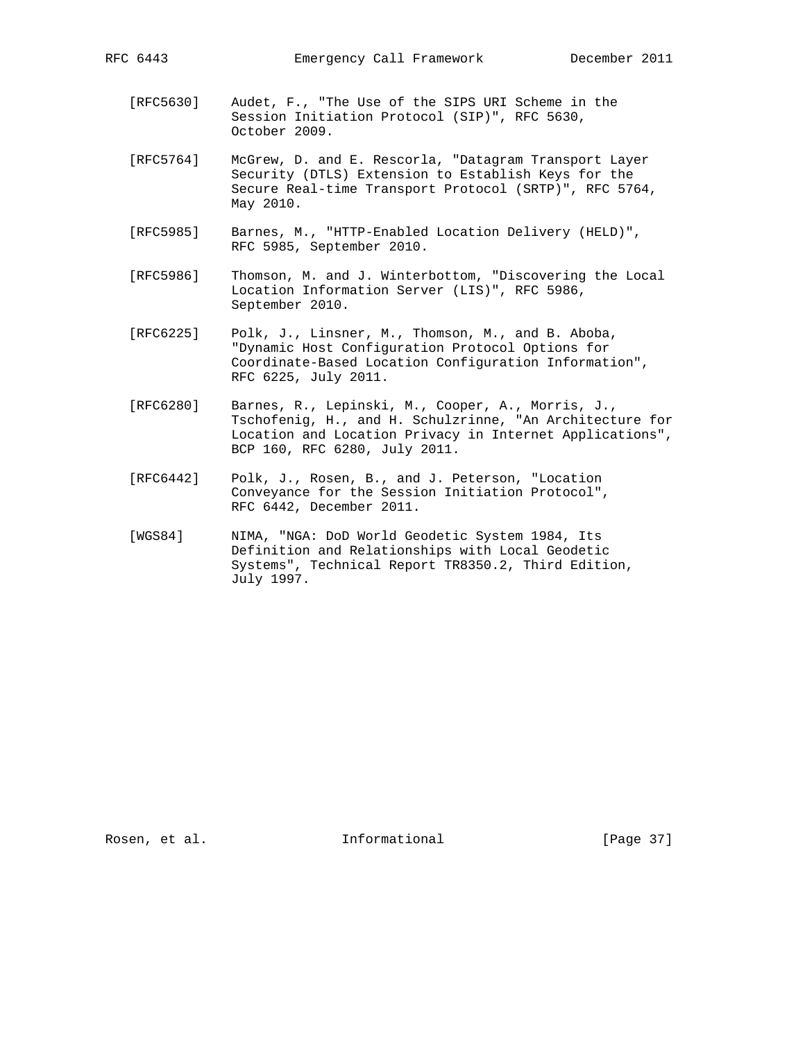[RFC5630] Audet, F., "The Use of the SIPS URI Scheme in the Session Initiation Protocol (SIP)", RFC 5630, October 2009.

[RFC5764] McGrew, D. and E. Rescorla, "Datagram Transport Layer Security (DTLS) Extension to Establish Keys for the Secure Real-time Transport Protocol (SRTP)", RFC 5764, May 2010.

[RFC5985] Barnes, M., "HTTP-Enabled Location Delivery (HELD)", RFC 5985, September 2010.

[RFC5986] Thomson, M. and J. Winterbottom, "Discovering the Local Location Information Server (LIS)", RFC 5986, September 2010.

[RFC6225] Polk, J., Linsner, M., Thomson, M., and B. Aboba, "Dynamic Host Configuration Protocol Options for Coordinate-Based Location Configuration Information", RFC 6225, July 2011.

[RFC6280] Barnes, R., Lepinski, M., Cooper, A., Morris, J., Tschofenig, H., and H. Schulzrinne, "An Architecture for Location and Location Privacy in Internet Applications", BCP 160, RFC 6280, July 2011.

[RFC6442] Polk, J., Rosen, B., and J. Peterson, "Location Conveyance for the Session Initiation Protocol", RFC 6442, December 2011.

[WGS84] NIMA, "NGA: DoD World Geodetic System 1984, Its Definition and Relationships with Local Geodetic Systems", Technical Report TR8350.2, Third Edition, July 1997.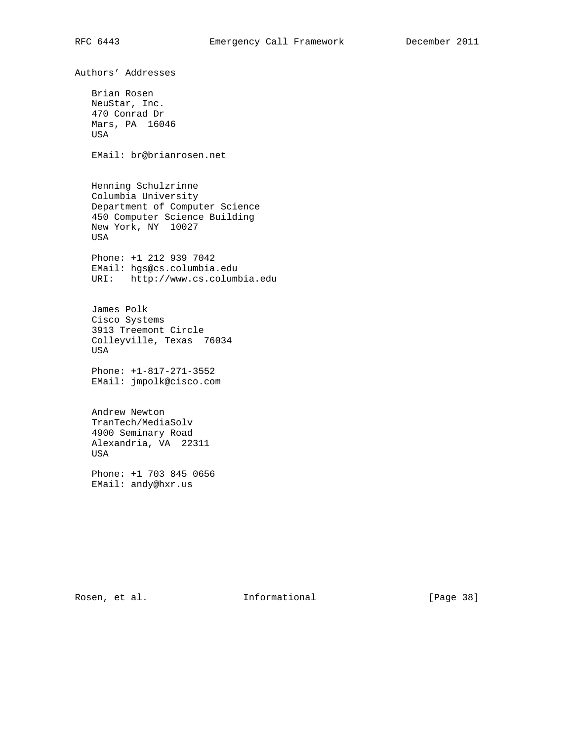## Authors' Addresses

Brian Rosen
NeuStar, Inc.
470 Conrad Dr
Mars, PA  16046
USA

EMail: br@brianrosen.net

Henning Schulzrinne
Columbia University
Department of Computer Science
450 Computer Science Building
New York, NY  10027
USA

Phone: +1 212 939 7042
EMail: hgs@cs.columbia.edu
URI:   http://www.cs.columbia.edu

James Polk
Cisco Systems
3913 Treemont Circle
Colleyville, Texas  76034
USA

Phone: +1-817-271-3552
EMail: jmpolk@cisco.com

Andrew Newton
TranTech/MediaSolv
4900 Seminary Road
Alexandria, VA  22311
USA

Phone: +1 703 845 0656
EMail: andy@hxr.us